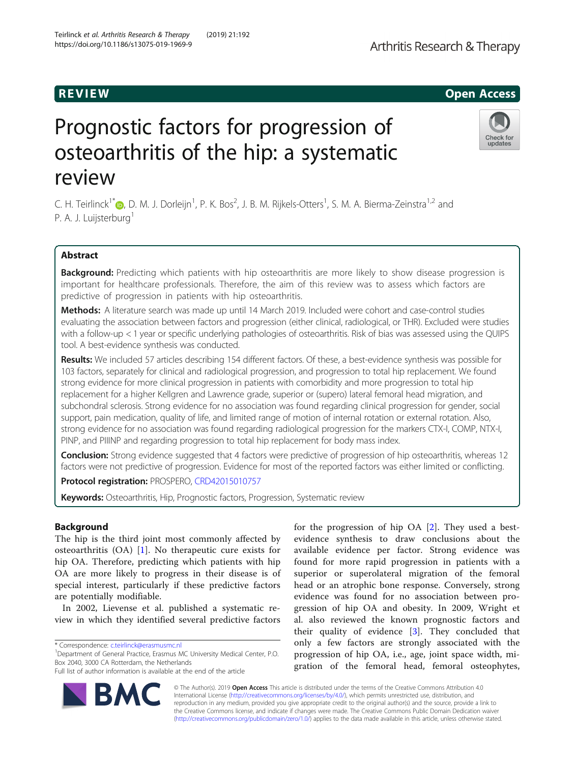REVIEW

Open Access

# Prognostic factors for progression of osteoarthritis of the hip: a systematic review

C. H. Teirlinck[1*], D. M. J. Dorleijn[1], P. K. Bos[2], J. B. M. Rijkels-Otters[1], S. M. A. Bierma-Zeinstra[1,2] and P. A. J. Luijsterburg[1]

## Abstract

**Background:** Predicting which patients with hip osteoarthritis are more likely to show disease progression is important for healthcare professionals. Therefore, the aim of this review was to assess which factors are predictive of progression in patients with hip osteoarthritis.

**Methods:** A literature search was made up until 14 March 2019. Included were cohort and case-control studies evaluating the association between factors and progression (either clinical, radiological, or THR). Excluded were studies with a follow-up < 1 year or specific underlying pathologies of osteoarthritis. Risk of bias was assessed using the QUIPS tool. A best-evidence synthesis was conducted.

**Results:** We included 57 articles describing 154 different factors. Of these, a best-evidence synthesis was possible for 103 factors, separately for clinical and radiological progression, and progression to total hip replacement. We found strong evidence for more clinical progression in patients with comorbidity and more progression to total hip replacement for a higher Kellgren and Lawrence grade, superior or (supero) lateral femoral head migration, and subchondral sclerosis. Strong evidence for no association was found regarding clinical progression for gender, social support, pain medication, quality of life, and limited range of motion of internal rotation or external rotation. Also, strong evidence for no association was found regarding radiological progression for the markers CTX-I, COMP, NTX-I, PINP, and PIIINP and regarding progression to total hip replacement for body mass index.

**Conclusion:** Strong evidence suggested that 4 factors were predictive of progression of hip osteoarthritis, whereas 12 factors were not predictive of progression. Evidence for most of the reported factors was either limited or conflicting.

**Protocol registration:** PROSPERO, CRD42015010757

**Keywords:** Osteoarthritis, Hip, Prognostic factors, Progression, Systematic review

## Background

The hip is the third joint most commonly affected by osteoarthritis (OA) [1]. No therapeutic cure exists for hip OA. Therefore, predicting which patients with hip OA are more likely to progress in their disease is of special interest, particularly if these predictive factors are potentially modifiable.

In 2002, Lievense et al. published a systematic review in which they identified several predictive factors for the progression of hip OA [2]. They used a best-evidence synthesis to draw conclusions about the available evidence per factor. Strong evidence was found for more rapid progression in patients with a superior or superolateral migration of the femoral head or an atrophic bone response. Conversely, strong evidence was found for no association between progression of hip OA and obesity. In 2009, Wright et al. also reviewed the known prognostic factors and their quality of evidence [3]. They concluded that only a few factors are strongly associated with the progression of hip OA, i.e., age, joint space width, migration of the femoral head, femoral osteophytes,

* Correspondence: c.teirlinck@erasmusmc.nl
[1]Department of General Practice, Erasmus MC University Medical Center, P.O. Box 2040, 3000 CA Rotterdam, the Netherlands
Full list of author information is available at the end of the article

© The Author(s). 2019 **Open Access** This article is distributed under the terms of the Creative Commons Attribution 4.0 International License (http://creativecommons.org/licenses/by/4.0/), which permits unrestricted use, distribution, and reproduction in any medium, provided you give appropriate credit to the original author(s) and the source, provide a link to the Creative Commons license, and indicate if changes were made. The Creative Commons Public Domain Dedication waiver (http://creativecommons.org/publicdomain/zero/1.0/) applies to the data made available in this article, unless otherwise stated.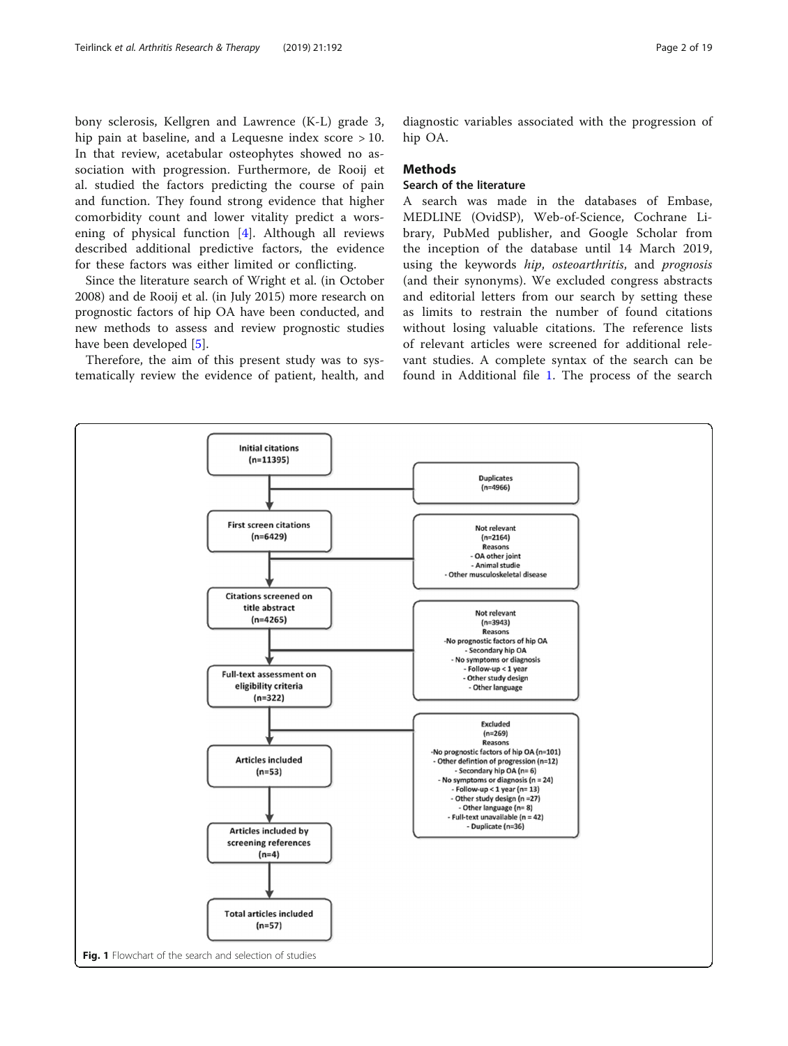bony sclerosis, Kellgren and Lawrence (K-L) grade 3, hip pain at baseline, and a Lequesne index score > 10. In that review, acetabular osteophytes showed no association with progression. Furthermore, de Rooij et al. studied the factors predicting the course of pain and function. They found strong evidence that higher comorbidity count and lower vitality predict a worsening of physical function [4]. Although all reviews described additional predictive factors, the evidence for these factors was either limited or conflicting.

Since the literature search of Wright et al. (in October 2008) and de Rooij et al. (in July 2015) more research on prognostic factors of hip OA have been conducted, and new methods to assess and review prognostic studies have been developed [5].

Therefore, the aim of this present study was to systematically review the evidence of patient, health, and diagnostic variables associated with the progression of hip OA.

## Methods

### Search of the literature

A search was made in the databases of Embase, MEDLINE (OvidSP), Web-of-Science, Cochrane Library, PubMed publisher, and Google Scholar from the inception of the database until 14 March 2019, using the keywords *hip*, *osteoarthritis*, and *prognosis* (and their synonyms). We excluded congress abstracts and editorial letters from our search by setting these as limits to restrain the number of found citations without losing valuable citations. The reference lists of relevant articles were screened for additional relevant studies. A complete syntax of the search can be found in Additional file 1. The process of the search

**Initial citations (n=11395)**
→ Duplicates (n=4966)

**First screen citations (n=6429)**
→ Not relevant (n=2164)
Reasons
- OA other joint
- Animal studie
- Other musculoskeletal disease

**Citations screened on title abstract (n=4265)**
→ Not relevant (n=3943)
Reasons
- No prognostic factors of hip OA
- Secondary hip OA
- No symptoms or diagnosis
- Follow-up < 1 year
- Other study design
- Other language

**Full-text assessment on eligibility criteria (n=322)**
→ Excluded (n=269)
Reasons
- No prognostic factors of hip OA (n=101)
- Other defintion of progression (n=12)
- Secondary hip OA (n= 6)
- No symptoms or diagnosis (n = 24)
- Follow-up < 1 year (n= 13)
- Other study design (n =27)
- Other language (n= 8)
- Full-text unavailable (n = 42)
- Duplicate (n=36)

**Articles included (n=53)**

**Articles included by screening references (n=4)**

**Total articles included (n=57)**

**Fig. 1** Flowchart of the search and selection of studies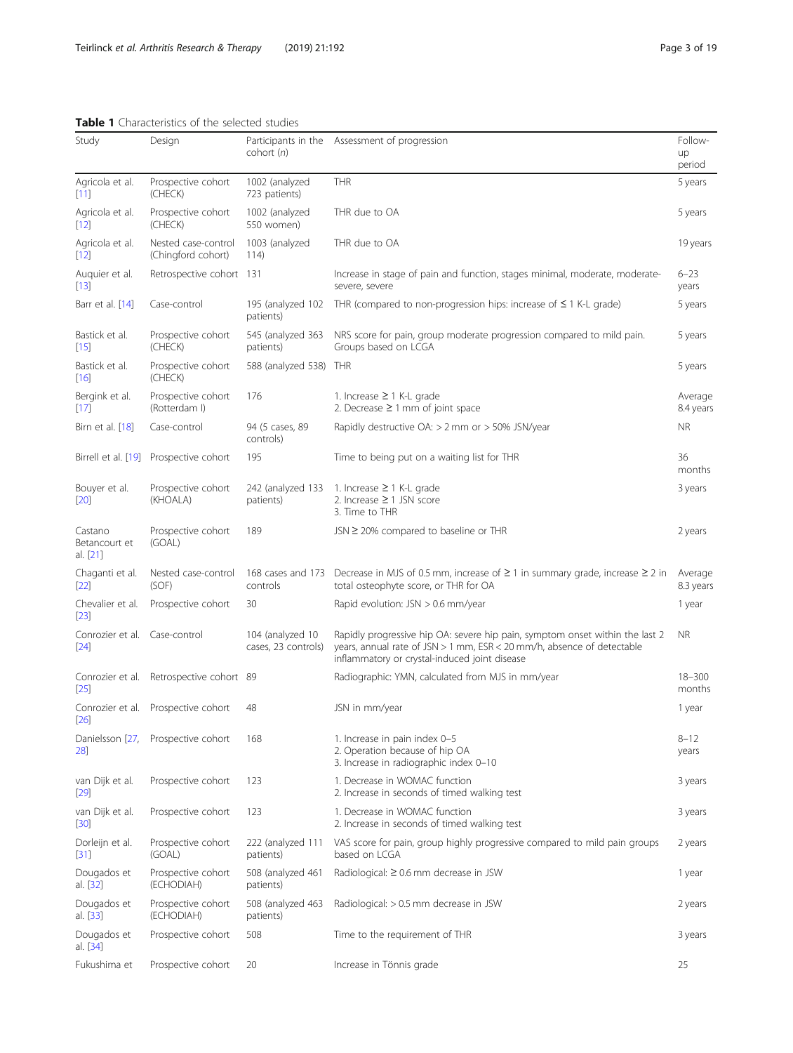**Table 1** Characteristics of the selected studies

| Study | Design | Participants in the cohort (*n*) | Assessment of progression | Follow-up period |
|---|---|---|---|---|
| Agricola et al. [11] | Prospective cohort (CHECK) | 1002 (analyzed 723 patients) | THR | 5 years |
| Agricola et al. [12] | Prospective cohort (CHECK) | 1002 (analyzed 550 women) | THR due to OA | 5 years |
| Agricola et al. [12] | Nested case-control (Chingford cohort) | 1003 (analyzed 114) | THR due to OA | 19 years |
| Auquier et al. [13] | Retrospective cohort | 131 | Increase in stage of pain and function, stages minimal, moderate, moderate-severe, severe | 6–23 years |
| Barr et al. [14] | Case-control | 195 (analyzed 102 patients) | THR (compared to non-progression hips: increase of ≤ 1 K-L grade) | 5 years |
| Bastick et al. [15] | Prospective cohort (CHECK) | 545 (analyzed 363 patients) | NRS score for pain, group moderate progression compared to mild pain. Groups based on LCGA | 5 years |
| Bastick et al. [16] | Prospective cohort (CHECK) | 588 (analyzed 538) | THR | 5 years |
| Bergink et al. [17] | Prospective cohort (Rotterdam I) | 176 | 1. Increase ≥ 1 K-L grade<br>2. Decrease ≥ 1 mm of joint space | Average 8.4 years |
| Birn et al. [18] | Case-control | 94 (5 cases, 89 controls) | Rapidly destructive OA: > 2 mm or > 50% JSN/year | NR |
| Birrell et al. [19] | Prospective cohort | 195 | Time to being put on a waiting list for THR | 36 months |
| Bouyer et al. [20] | Prospective cohort (KHOALA) | 242 (analyzed 133 patients) | 1. Increase ≥ 1 K-L grade<br>2. Increase ≥ 1 JSN score<br>3. Time to THR | 3 years |
| Castano Betancourt et al. [21] | Prospective cohort (GOAL) | 189 | JSN ≥ 20% compared to baseline or THR | 2 years |
| Chaganti et al. [22] | Nested case-control (SOF) | 168 cases and 173 controls | Decrease in MJS of 0.5 mm, increase of ≥ 1 in summary grade, increase ≥ 2 in total osteophyte score, or THR for OA | Average 8.3 years |
| Chevalier et al. [23] | Prospective cohort | 30 | Rapid evolution: JSN > 0.6 mm/year | 1 year |
| Conrozier et al. [24] | Case-control | 104 (analyzed 10 cases, 23 controls) | Rapidly progressive hip OA: severe hip pain, symptom onset within the last 2 years, annual rate of JSN > 1 mm, ESR < 20 mm/h, absence of detectable inflammatory or crystal-induced joint disease | NR |
| Conrozier et al. [25] | Retrospective cohort | 89 | Radiographic: YMN, calculated from MJS in mm/year | 18–300 months |
| Conrozier et al. [26] | Prospective cohort | 48 | JSN in mm/year | 1 year |
| Danielsson [27, 28] | Prospective cohort | 168 | 1. Increase in pain index 0–5<br>2. Operation because of hip OA<br>3. Increase in radiographic index 0–10 | 8–12 years |
| van Dijk et al. [29] | Prospective cohort | 123 | 1. Decrease in WOMAC function<br>2. Increase in seconds of timed walking test | 3 years |
| van Dijk et al. [30] | Prospective cohort | 123 | 1. Decrease in WOMAC function<br>2. Increase in seconds of timed walking test | 3 years |
| Dorleijn et al. [31] | Prospective cohort (GOAL) | 222 (analyzed 111 patients) | VAS score for pain, group highly progressive compared to mild pain groups based on LCGA | 2 years |
| Dougados et al. [32] | Prospective cohort (ECHODIAH) | 508 (analyzed 461 patients) | Radiological: ≥ 0.6 mm decrease in JSW | 1 year |
| Dougados et al. [33] | Prospective cohort (ECHODIAH) | 508 (analyzed 463 patients) | Radiological: > 0.5 mm decrease in JSW | 2 years |
| Dougados et al. [34] | Prospective cohort | 508 | Time to the requirement of THR | 3 years |
| Fukushima et | Prospective cohort | 20 | Increase in Tönnis grade | 25 |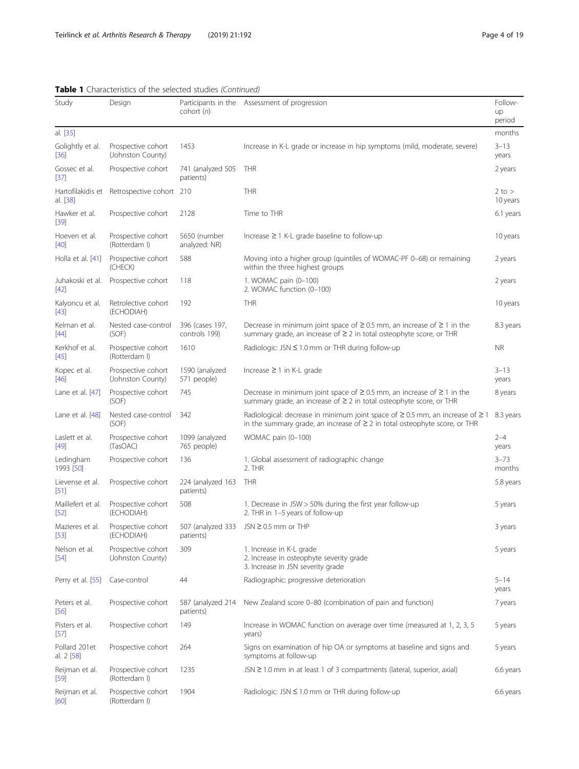**Table 1** Characteristics of the selected studies *(Continued)*

| Study | Design | Participants in the cohort (n) | Assessment of progression | Follow-up period |
|---|---|---|---|---|
| al. [35] | | | | months |
| Golightly et al. [36] | Prospective cohort (Johnston County) | 1453 | Increase in K-L grade or increase in hip symptoms (mild, moderate, severe) | 3–13 years |
| Gossec et al. [37] | Prospective cohort | 741 (analyzed 505 patients) | THR | 2 years |
| Hartofilakidis et al. [38] | Retrospective cohort | 210 | THR | 2 to > 10 years |
| Hawker et al. [39] | Prospective cohort | 2128 | Time to THR | 6.1 years |
| Hoeven et al. [40] | Prospective cohort (Rotterdam I) | 5650 (number analyzed: NR) | Increase ≥ 1 K-L grade baseline to follow-up | 10 years |
| Holla et al. [41] | Prospective cohort (CHECK) | 588 | Moving into a higher group (quintiles of WOMAC-PF 0–68) or remaining within the three highest groups | 2 years |
| Juhakoski et al. [42] | Prospective cohort | 118 | 1. WOMAC pain (0–100)<br>2. WOMAC function (0–100) | 2 years |
| Kalyoncu et al. [43] | Retrolective cohort (ECHODIAH) | 192 | THR | 10 years |
| Kelman et al. [44] | Nested case-control (SOF) | 396 (cases 197, controls 199) | Decrease in minimum joint space of ≥ 0.5 mm, an increase of ≥ 1 in the summary grade, an increase of ≥ 2 in total osteophyte score, or THR | 8.3 years |
| Kerkhof et al. [45] | Prospective cohort (Rotterdam I) | 1610 | Radiologic: JSN ≤ 1.0 mm or THR during follow-up | NR |
| Kopec et al. [46] | Prospective cohort (Johnston County) | 1590 (analyzed 571 people) | Increase ≥ 1 in K-L grade | 3–13 years |
| Lane et al. [47] | Prospective cohort (SOF) | 745 | Decrease in minimum joint space of ≥ 0.5 mm, an increase of ≥ 1 in the summary grade, an increase of ≥ 2 in total osteophyte score, or THR | 8 years |
| Lane et al. [48] | Nested case-control (SOF) | 342 | Radiological: decrease in minimum joint space of ≥ 0.5 mm, an increase of ≥ 1 in the summary grade, an increase of ≥ 2 in total osteophyte score, or THR | 8.3 years |
| Laslett et al. [49] | Prospective cohort (TasOAC) | 1099 (analyzed 765 people) | WOMAC pain (0–100) | 2–4 years |
| Ledingham 1993 [50] | Prospective cohort | 136 | 1. Global assessment of radiographic change<br>2. THR | 3–73 months |
| Lievense et al. [51] | Prospective cohort | 224 (analyzed 163 patients) | THR | 5.8 years |
| Maillefert et al. [52] | Prospective cohort (ECHODIAH) | 508 | 1. Decrease in JSW > 50% during the first year follow-up<br>2. THR in 1–5 years of follow-up | 5 years |
| Mazieres et al. [53] | Prospective cohort (ECHODIAH) | 507 (analyzed 333 patients) | JSN ≥ 0.5 mm or THP | 3 years |
| Nelson et al. [54] | Prospective cohort (Johnston County) | 309 | 1. Increase in K-L grade<br>2. Increase in osteophyte severity grade<br>3. Increase in JSN severity grade | 5 years |
| Perry et al. [55] | Case-control | 44 | Radiographic: progressive deterioration | 5–14 years |
| Peters et al. [56] | Prospective cohort | 587 (analyzed 214 patients) | New Zealand score 0–80 (combination of pain and function) | 7 years |
| Pisters et al. [57] | Prospective cohort | 149 | Increase in WOMAC function on average over time (measured at 1, 2, 3, 5 years) | 5 years |
| Pollard 201et al. 2 [58] | Prospective cohort | 264 | Signs on examination of hip OA or symptoms at baseline and signs and symptoms at follow-up | 5 years |
| Reijman et al. [59] | Prospective cohort | 1235 | JSN ≥ 1.0 mm in at least 1 of 3 compartments (lateral, superior, axial) | 6.6 years |
| Reijman et al. [60] | Prospective cohort (Rotterdam I) | 1904 | Radiologic: JSN ≤ 1.0 mm or THR during follow-up | 6.6 years |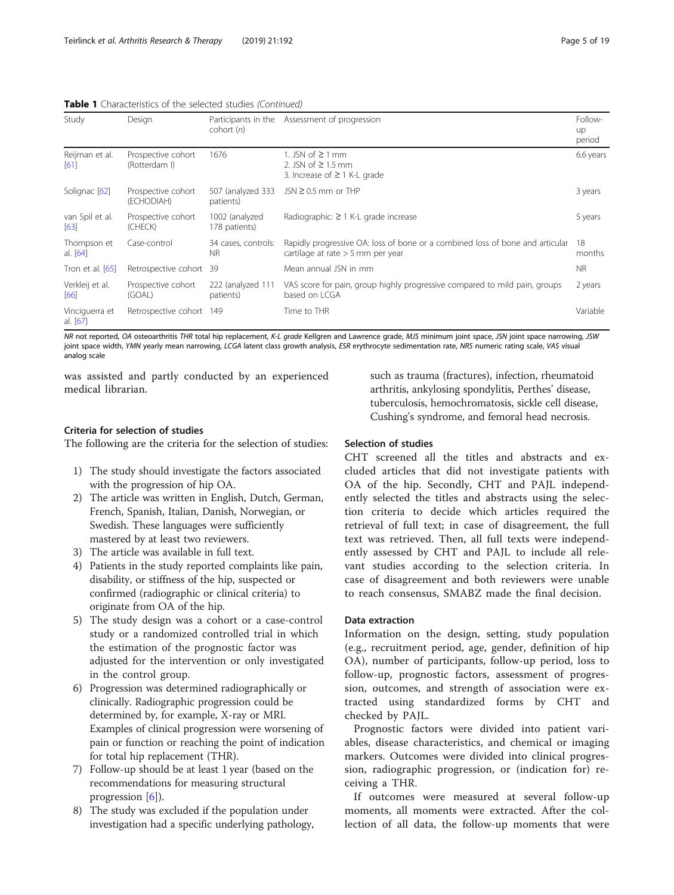**Table 1** Characteristics of the selected studies *(Continued)*

| Study | Design | Participants in the cohort (*n*) | Assessment of progression | Follow-up period |
|---|---|---|---|---|
| Reijman et al. [61] | Prospective cohort (Rotterdam I) | 1676 | 1. JSN of ≥ 1 mm<br>2. JSN of ≥ 1.5 mm<br>3. Increase of ≥ 1 K-L grade | 6.6 years |
| Solignac [62] | Prospective cohort (ECHODIAH) | 507 (analyzed 333 patients) | JSN ≥ 0.5 mm or THP | 3 years |
| van Spil et al. [63] | Prospective cohort (CHECK) | 1002 (analyzed 178 patients) | Radiographic: ≥ 1 K-L grade increase | 5 years |
| Thompson et al. [64] | Case-control | 34 cases, controls: NR | Rapidly progressive OA: loss of bone or a combined loss of bone and articular cartilage at rate > 5 mm per year | 18 months |
| Tron et al. [65] | Retrospective cohort | 39 | Mean annual JSN in mm | NR |
| Verkleij et al. [66] | Prospective cohort (GOAL) | 222 (analyzed 111 patients) | VAS score for pain, group highly progressive compared to mild pain, groups based on LCGA | 2 years |
| Vinciguerra et al. [67] | Retrospective cohort | 149 | Time to THR | Variable |

*NR* not reported, *OA* osteoarthritis *THR* total hip replacement, *K-L grade* Kellgren and Lawrence grade, *MJS* minimum joint space, *JSN* joint space narrowing, *JSW* joint space width, *YMN* yearly mean narrowing, *LCGA* latent class growth analysis, *ESR* erythrocyte sedimentation rate, *NRS* numeric rating scale, *VAS* visual analog scale

was assisted and partly conducted by an experienced medical librarian.

### Criteria for selection of studies

The following are the criteria for the selection of studies:

1) The study should investigate the factors associated with the progression of hip OA.
2) The article was written in English, Dutch, German, French, Spanish, Italian, Danish, Norwegian, or Swedish. These languages were sufficiently mastered by at least two reviewers.
3) The article was available in full text.
4) Patients in the study reported complaints like pain, disability, or stiffness of the hip, suspected or confirmed (radiographic or clinical criteria) to originate from OA of the hip.
5) The study design was a cohort or a case-control study or a randomized controlled trial in which the estimation of the prognostic factor was adjusted for the intervention or only investigated in the control group.
6) Progression was determined radiographically or clinically. Radiographic progression could be determined by, for example, X-ray or MRI. Examples of clinical progression were worsening of pain or function or reaching the point of indication for total hip replacement (THR).
7) Follow-up should be at least 1 year (based on the recommendations for measuring structural progression [6]).
8) The study was excluded if the population under investigation had a specific underlying pathology, such as trauma (fractures), infection, rheumatoid arthritis, ankylosing spondylitis, Perthes' disease, tuberculosis, hemochromatosis, sickle cell disease, Cushing's syndrome, and femoral head necrosis.

### Selection of studies

CHT screened all the titles and abstracts and excluded articles that did not investigate patients with OA of the hip. Secondly, CHT and PAJL independently selected the titles and abstracts using the selection criteria to decide which articles required the retrieval of full text; in case of disagreement, the full text was retrieved. Then, all full texts were independently assessed by CHT and PAJL to include all relevant studies according to the selection criteria. In case of disagreement and both reviewers were unable to reach consensus, SMABZ made the final decision.

### Data extraction

Information on the design, setting, study population (e.g., recruitment period, age, gender, definition of hip OA), number of participants, follow-up period, loss to follow-up, prognostic factors, assessment of progression, outcomes, and strength of association were extracted using standardized forms by CHT and checked by PAJL.

Prognostic factors were divided into patient variables, disease characteristics, and chemical or imaging markers. Outcomes were divided into clinical progression, radiographic progression, or (indication for) receiving a THR.

If outcomes were measured at several follow-up moments, all moments were extracted. After the collection of all data, the follow-up moments that were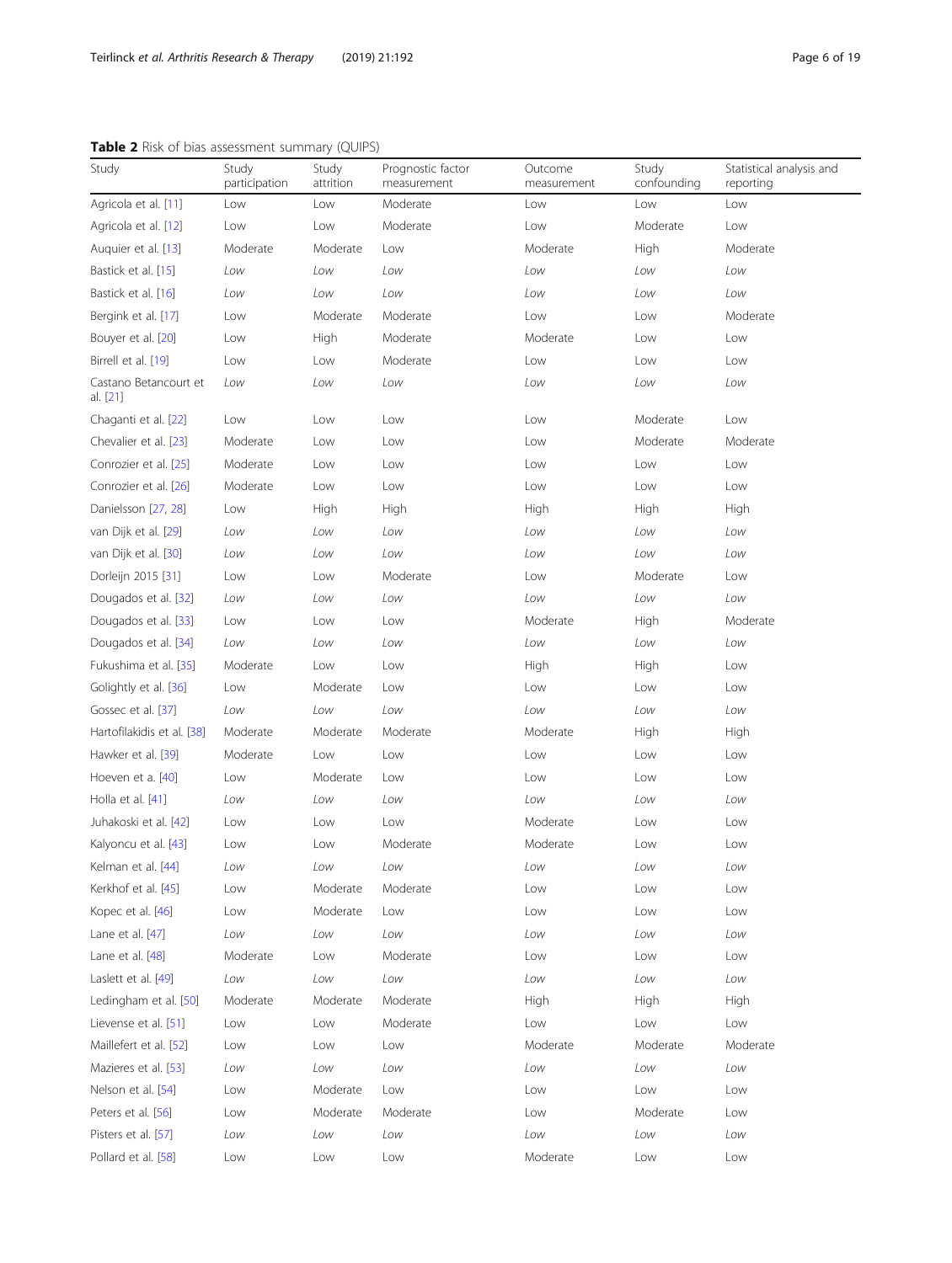**Table 2** Risk of bias assessment summary (QUIPS)

| Study | Study participation | Study attrition | Prognostic factor measurement | Outcome measurement | Study confounding | Statistical analysis and reporting |
|---|---|---|---|---|---|---|
| Agricola et al. [11] | Low | Low | Moderate | Low | Low | Low |
| Agricola et al. [12] | Low | Low | Moderate | Low | Moderate | Low |
| Auquier et al. [13] | Moderate | Moderate | Low | Moderate | High | Moderate |
| Bastick et al. [15] | *Low* | *Low* | *Low* | *Low* | *Low* | *Low* |
| Bastick et al. [16] | *Low* | *Low* | *Low* | *Low* | *Low* | *Low* |
| Bergink et al. [17] | Low | Moderate | Moderate | Low | Low | Moderate |
| Bouyer et al. [20] | Low | High | Moderate | Moderate | Low | Low |
| Birrell et al. [19] | Low | Low | Moderate | Low | Low | Low |
| Castano Betancourt et al. [21] | *Low* | *Low* | *Low* | *Low* | *Low* | *Low* |
| Chaganti et al. [22] | Low | Low | Low | Low | Moderate | Low |
| Chevalier et al. [23] | Moderate | Low | Low | Low | Moderate | Moderate |
| Conrozier et al. [25] | Moderate | Low | Low | Low | Low | Low |
| Conrozier et al. [26] | Moderate | Low | Low | Low | Low | Low |
| Danielsson [27, 28] | Low | High | High | High | High | High |
| van Dijk et al. [29] | *Low* | *Low* | *Low* | *Low* | *Low* | *Low* |
| van Dijk et al. [30] | *Low* | *Low* | *Low* | *Low* | *Low* | *Low* |
| Dorleijn 2015 [31] | Low | Low | Moderate | Low | Moderate | Low |
| Dougados et al. [32] | *Low* | *Low* | *Low* | *Low* | *Low* | *Low* |
| Dougados et al. [33] | Low | Low | Low | Moderate | High | Moderate |
| Dougados et al. [34] | *Low* | *Low* | *Low* | *Low* | *Low* | *Low* |
| Fukushima et al. [35] | Moderate | Low | Low | High | High | Low |
| Golightly et al. [36] | Low | Moderate | Low | Low | Low | Low |
| Gossec et al. [37] | *Low* | *Low* | *Low* | *Low* | *Low* | *Low* |
| Hartofilakidis et al. [38] | Moderate | Moderate | Moderate | Moderate | High | High |
| Hawker et al. [39] | Moderate | Low | Low | Low | Low | Low |
| Hoeven et a. [40] | Low | Moderate | Low | Low | Low | Low |
| Holla et al. [41] | *Low* | *Low* | *Low* | *Low* | *Low* | *Low* |
| Juhakoski et al. [42] | Low | Low | Low | Moderate | Low | Low |
| Kalyoncu et al. [43] | Low | Low | Moderate | Moderate | Low | Low |
| Kelman et al. [44] | *Low* | *Low* | *Low* | *Low* | *Low* | *Low* |
| Kerkhof et al. [45] | Low | Moderate | Moderate | Low | Low | Low |
| Kopec et al. [46] | Low | Moderate | Low | Low | Low | Low |
| Lane et al. [47] | *Low* | *Low* | *Low* | *Low* | *Low* | *Low* |
| Lane et al. [48] | Moderate | Low | Moderate | Low | Low | Low |
| Laslett et al. [49] | *Low* | *Low* | *Low* | *Low* | *Low* | *Low* |
| Ledingham et al. [50] | Moderate | Moderate | Moderate | High | High | High |
| Lievense et al. [51] | Low | Low | Moderate | Low | Low | Low |
| Maillefert et al. [52] | Low | Low | Low | Moderate | Moderate | Moderate |
| Mazieres et al. [53] | *Low* | *Low* | *Low* | *Low* | *Low* | *Low* |
| Nelson et al. [54] | Low | Moderate | Low | Low | Low | Low |
| Peters et al. [56] | Low | Moderate | Moderate | Low | Moderate | Low |
| Pisters et al. [57] | *Low* | *Low* | *Low* | *Low* | *Low* | *Low* |
| Pollard et al. [58] | Low | Low | Low | Moderate | Low | Low |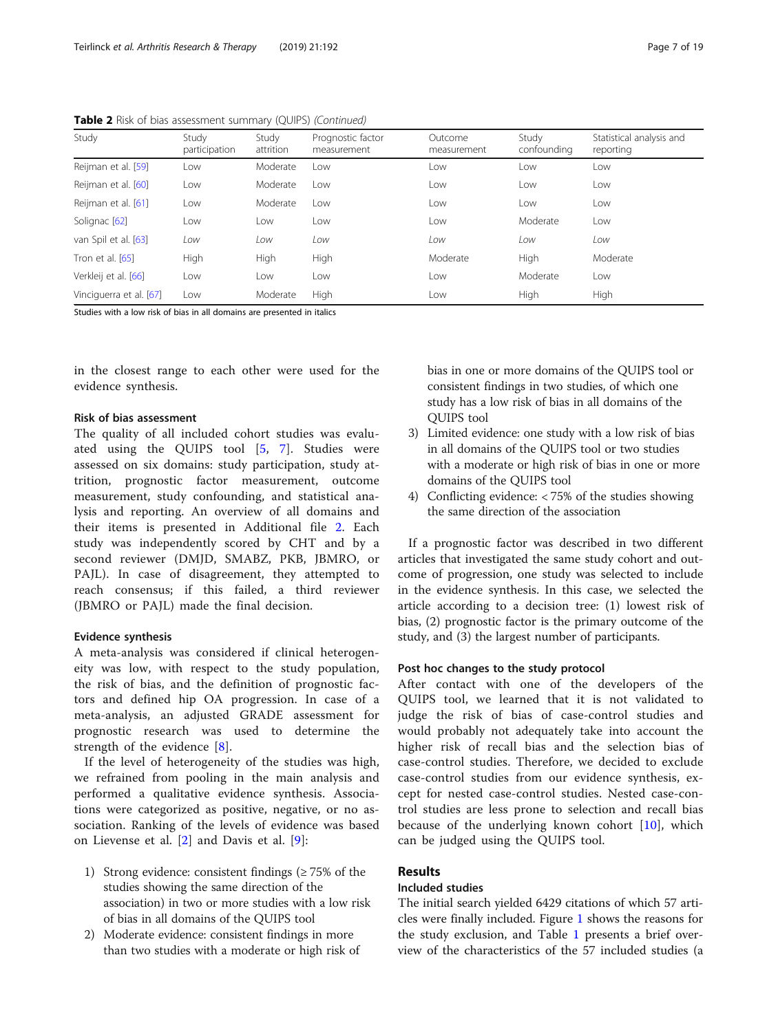**Table 2** Risk of bias assessment summary (QUIPS) *(Continued)*

| Study | Study participation | Study attrition | Prognostic factor measurement | Outcome measurement | Study confounding | Statistical analysis and reporting |
|---|---|---|---|---|---|---|
| Reijman et al. [59] | Low | Moderate | Low | Low | Low | Low |
| Reijman et al. [60] | Low | Moderate | Low | Low | Low | Low |
| Reijman et al. [61] | Low | Moderate | Low | Low | Low | Low |
| Solignac [62] | Low | Low | Low | Low | Moderate | Low |
| *van Spil et al. [63]* | *Low* | *Low* | *Low* | *Low* | *Low* | *Low* |
| Tron et al. [65] | High | High | High | Moderate | High | Moderate |
| Verkleij et al. [66] | Low | Low | Low | Low | Moderate | Low |
| Vinciguerra et al. [67] | Low | Moderate | High | Low | High | High |

Studies with a low risk of bias in all domains are presented in italics

in the closest range to each other were used for the evidence synthesis.

### Risk of bias assessment

The quality of all included cohort studies was evaluated using the QUIPS tool [5, 7]. Studies were assessed on six domains: study participation, study attrition, prognostic factor measurement, outcome measurement, study confounding, and statistical analysis and reporting. An overview of all domains and their items is presented in Additional file 2. Each study was independently scored by CHT and by a second reviewer (DMJD, SMABZ, PKB, JBMRO, or PAJL). In case of disagreement, they attempted to reach consensus; if this failed, a third reviewer (JBMRO or PAJL) made the final decision.

### Evidence synthesis

A meta-analysis was considered if clinical heterogeneity was low, with respect to the study population, the risk of bias, and the definition of prognostic factors and defined hip OA progression. In case of a meta-analysis, an adjusted GRADE assessment for prognostic research was used to determine the strength of the evidence [8].

If the level of heterogeneity of the studies was high, we refrained from pooling in the main analysis and performed a qualitative evidence synthesis. Associations were categorized as positive, negative, or no association. Ranking of the levels of evidence was based on Lievense et al. [2] and Davis et al. [9]:

1) Strong evidence: consistent findings (≥ 75% of the studies showing the same direction of the association) in two or more studies with a low risk of bias in all domains of the QUIPS tool
2) Moderate evidence: consistent findings in more than two studies with a moderate or high risk of bias in one or more domains of the QUIPS tool or consistent findings in two studies, of which one study has a low risk of bias in all domains of the QUIPS tool
3) Limited evidence: one study with a low risk of bias in all domains of the QUIPS tool or two studies with a moderate or high risk of bias in one or more domains of the QUIPS tool
4) Conflicting evidence: < 75% of the studies showing the same direction of the association

If a prognostic factor was described in two different articles that investigated the same study cohort and outcome of progression, one study was selected to include in the evidence synthesis. In this case, we selected the article according to a decision tree: (1) lowest risk of bias, (2) prognostic factor is the primary outcome of the study, and (3) the largest number of participants.

### Post hoc changes to the study protocol

After contact with one of the developers of the QUIPS tool, we learned that it is not validated to judge the risk of bias of case-control studies and would probably not adequately take into account the higher risk of recall bias and the selection bias of case-control studies. Therefore, we decided to exclude case-control studies from our evidence synthesis, except for nested case-control studies. Nested case-control studies are less prone to selection and recall bias because of the underlying known cohort [10], which can be judged using the QUIPS tool.

## Results

### Included studies

The initial search yielded 6429 citations of which 57 articles were finally included. Figure 1 shows the reasons for the study exclusion, and Table 1 presents a brief overview of the characteristics of the 57 included studies (a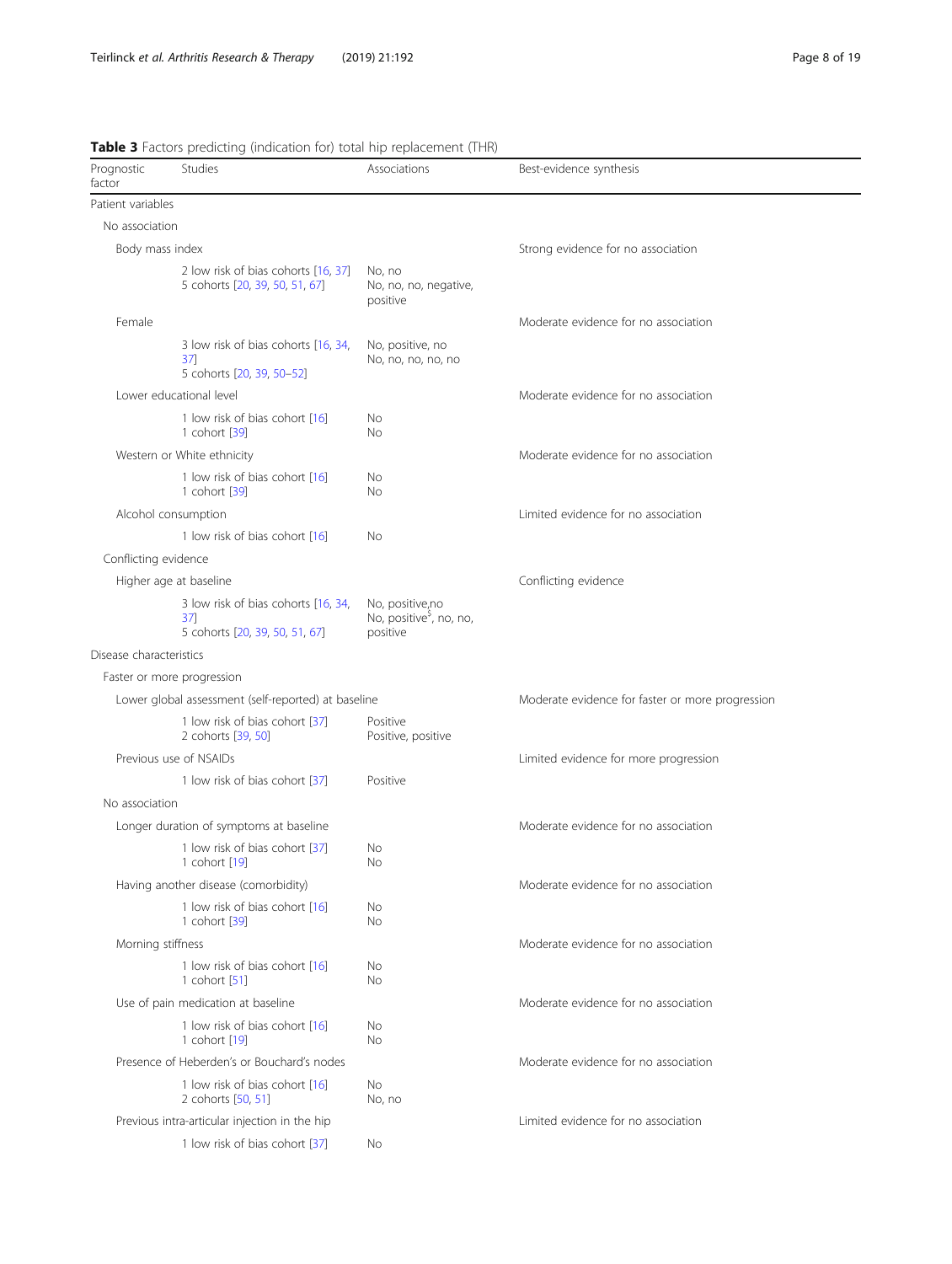**Table 3** Factors predicting (indication for) total hip replacement (THR)

| Prognostic factor | Studies | Associations | Best-evidence synthesis |
|---|---|---|---|
| Patient variables | | | |
| No association | | | |
| Body mass index | | | Strong evidence for no association |
| | 2 low risk of bias cohorts [16, 37]<br>5 cohorts [20, 39, 50, 51, 67] | No, no<br>No, no, no, negative, positive | |
| Female | | | Moderate evidence for no association |
| | 3 low risk of bias cohorts [16, 34, 37]<br>5 cohorts [20, 39, 50–52] | No, positive, no<br>No, no, no, no, no | |
| Lower educational level | | | Moderate evidence for no association |
| | 1 low risk of bias cohort [16]<br>1 cohort [39] | No<br>No | |
| Western or White ethnicity | | | Moderate evidence for no association |
| | 1 low risk of bias cohort [16]<br>1 cohort [39] | No<br>No | |
| Alcohol consumption | | | Limited evidence for no association |
| | 1 low risk of bias cohort [16] | No | |
| Conflicting evidence | | | |
| Higher age at baseline | | | Conflicting evidence |
| | 3 low risk of bias cohorts [16, 34, 37]<br>5 cohorts [20, 39, 50, 51, 67] | No, positive,no<br>No, positive[$], no, no, positive | |
| Disease characteristics | | | |
| Faster or more progression | | | |
| Lower global assessment (self-reported) at baseline | | | Moderate evidence for faster or more progression |
| | 1 low risk of bias cohort [37]<br>2 cohorts [39, 50] | Positive<br>Positive, positive | |
| Previous use of NSAIDs | | | Limited evidence for more progression |
| | 1 low risk of bias cohort [37] | Positive | |
| No association | | | |
| Longer duration of symptoms at baseline | | | Moderate evidence for no association |
| | 1 low risk of bias cohort [37]<br>1 cohort [19] | No<br>No | |
| Having another disease (comorbidity) | | | Moderate evidence for no association |
| | 1 low risk of bias cohort [16]<br>1 cohort [39] | No<br>No | |
| Morning stiffness | | | Moderate evidence for no association |
| | 1 low risk of bias cohort [16]<br>1 cohort [51] | No<br>No | |
| Use of pain medication at baseline | | | Moderate evidence for no association |
| | 1 low risk of bias cohort [16]<br>1 cohort [19] | No<br>No | |
| Presence of Heberden's or Bouchard's nodes | | | Moderate evidence for no association |
| | 1 low risk of bias cohort [16]<br>2 cohorts [50, 51] | No<br>No, no | |
| Previous intra-articular injection in the hip | | | Limited evidence for no association |
| | 1 low risk of bias cohort [37] | No | |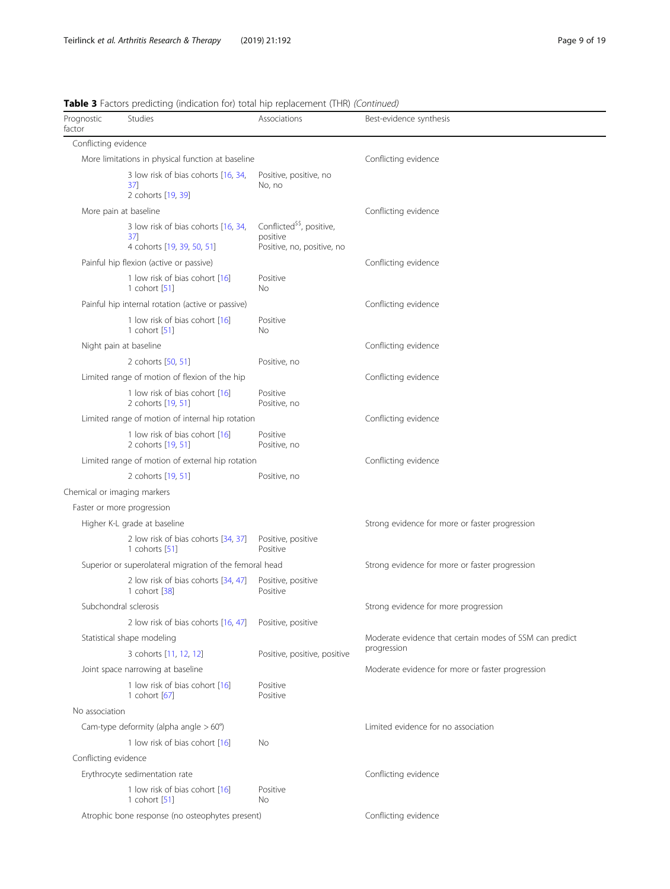**Table 3** Factors predicting (indication for) total hip replacement (THR) *(Continued)*

| Prognostic factor | Studies | Associations | Best-evidence synthesis |
|---|---|---|---|
| Conflicting evidence | | | |
| More limitations in physical function at baseline | | | Conflicting evidence |
| | 3 low risk of bias cohorts [16, 34, 37]<br>2 cohorts [19, 39] | Positive, positive, no<br>No, no | |
| More pain at baseline | | | Conflicting evidence |
| | 3 low risk of bias cohorts [16, 34, 37]<br>4 cohorts [19, 39, 50, 51] | Conflicted[$$], positive, positive<br>Positive, no, positive, no | |
| Painful hip flexion (active or passive) | | | Conflicting evidence |
| | 1 low risk of bias cohort [16]<br>1 cohort [51] | Positive<br>No | |
| Painful hip internal rotation (active or passive) | | | Conflicting evidence |
| | 1 low risk of bias cohort [16]<br>1 cohort [51] | Positive<br>No | |
| Night pain at baseline | | | Conflicting evidence |
| | 2 cohorts [50, 51] | Positive, no | |
| Limited range of motion of flexion of the hip | | | Conflicting evidence |
| | 1 low risk of bias cohort [16]<br>2 cohorts [19, 51] | Positive<br>Positive, no | |
| Limited range of motion of internal hip rotation | | | Conflicting evidence |
| | 1 low risk of bias cohort [16]<br>2 cohorts [19, 51] | Positive<br>Positive, no | |
| Limited range of motion of external hip rotation | | | Conflicting evidence |
| | 2 cohorts [19, 51] | Positive, no | |
| Chemical or imaging markers | | | |
| Faster or more progression | | | |
| Higher K-L grade at baseline | | | Strong evidence for more or faster progression |
| | 2 low risk of bias cohorts [34, 37]<br>1 cohorts [51] | Positive, positive<br>Positive | |
| Superior or superolateral migration of the femoral head | | | Strong evidence for more or faster progression |
| | 2 low risk of bias cohorts [34, 47]<br>1 cohort [38] | Positive, positive<br>Positive | |
| Subchondral sclerosis | | | Strong evidence for more progression |
| | 2 low risk of bias cohorts [16, 47] | Positive, positive | |
| Statistical shape modeling | | | Moderate evidence that certain modes of SSM can predict progression |
| | 3 cohorts [11, 12, 12] | Positive, positive, positive | |
| Joint space narrowing at baseline | | | Moderate evidence for more or faster progression |
| | 1 low risk of bias cohort [16]<br>1 cohort [67] | Positive<br>Positive | |
| No association | | | |
| Cam-type deformity (alpha angle > 60°) | | | Limited evidence for no association |
| | 1 low risk of bias cohort [16] | No | |
| Conflicting evidence | | | |
| Erythrocyte sedimentation rate | | | Conflicting evidence |
| | 1 low risk of bias cohort [16]<br>1 cohort [51] | Positive<br>No | |
| Atrophic bone response (no osteophytes present) | | | Conflicting evidence |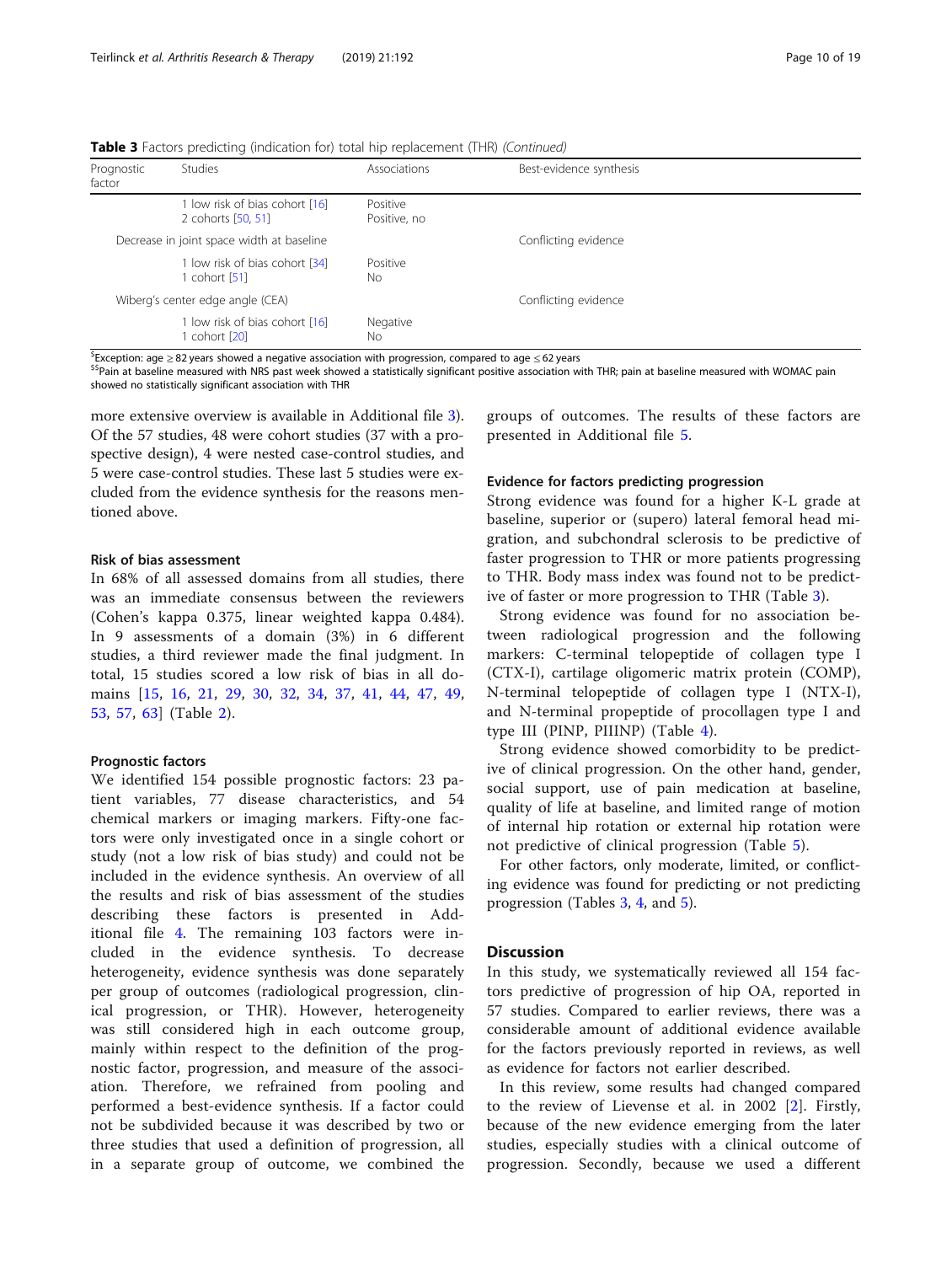**Table 3** Factors predicting (indication for) total hip replacement (THR) *(Continued)*

| Prognostic factor | Studies | Associations | Best-evidence synthesis |
| --- | --- | --- | --- |
| | 1 low risk of bias cohort [16]<br>2 cohorts [50, 51] | Positive<br>Positive, no | |
| Decrease in joint space width at baseline | | | Conflicting evidence |
| | 1 low risk of bias cohort [34]<br>1 cohort [51] | Positive<br>No | |
| Wiberg's center edge angle (CEA) | | | Conflicting evidence |
| | 1 low risk of bias cohort [16]<br>1 cohort [20] | Negative<br>No | |

[$] Exception: age ≥ 82 years showed a negative association with progression, compared to age ≤ 62 years

[$$] Pain at baseline measured with NRS past week showed a statistically significant positive association with THR; pain at baseline measured with WOMAC pain showed no statistically significant association with THR

more extensive overview is available in Additional file 3). Of the 57 studies, 48 were cohort studies (37 with a prospective design), 4 were nested case-control studies, and 5 were case-control studies. These last 5 studies were excluded from the evidence synthesis for the reasons mentioned above.

#### Risk of bias assessment

In 68% of all assessed domains from all studies, there was an immediate consensus between the reviewers (Cohen's kappa 0.375, linear weighted kappa 0.484). In 9 assessments of a domain (3%) in 6 different studies, a third reviewer made the final judgment. In total, 15 studies scored a low risk of bias in all domains [15, 16, 21, 29, 30, 32, 34, 37, 41, 44, 47, 49, 53, 57, 63] (Table 2).

#### Prognostic factors

We identified 154 possible prognostic factors: 23 patient variables, 77 disease characteristics, and 54 chemical markers or imaging markers. Fifty-one factors were only investigated once in a single cohort or study (not a low risk of bias study) and could not be included in the evidence synthesis. An overview of all the results and risk of bias assessment of the studies describing these factors is presented in Additional file 4. The remaining 103 factors were included in the evidence synthesis. To decrease heterogeneity, evidence synthesis was done separately per group of outcomes (radiological progression, clinical progression, or THR). However, heterogeneity was still considered high in each outcome group, mainly within respect to the definition of the prognostic factor, progression, and measure of the association. Therefore, we refrained from pooling and performed a best-evidence synthesis. If a factor could not be subdivided because it was described by two or three studies that used a definition of progression, all in a separate group of outcome, we combined the groups of outcomes. The results of these factors are presented in Additional file 5.

#### Evidence for factors predicting progression

Strong evidence was found for a higher K-L grade at baseline, superior or (supero) lateral femoral head migration, and subchondral sclerosis to be predictive of faster progression to THR or more patients progressing to THR. Body mass index was found not to be predictive of faster or more progression to THR (Table 3).

Strong evidence was found for no association between radiological progression and the following markers: C-terminal telopeptide of collagen type I (CTX-I), cartilage oligomeric matrix protein (COMP), N-terminal telopeptide of collagen type I (NTX-I), and N-terminal propeptide of procollagen type I and type III (PINP, PIIINP) (Table 4).

Strong evidence showed comorbidity to be predictive of clinical progression. On the other hand, gender, social support, use of pain medication at baseline, quality of life at baseline, and limited range of motion of internal hip rotation or external hip rotation were not predictive of clinical progression (Table 5).

For other factors, only moderate, limited, or conflicting evidence was found for predicting or not predicting progression (Tables 3, 4, and 5).

## Discussion

In this study, we systematically reviewed all 154 factors predictive of progression of hip OA, reported in 57 studies. Compared to earlier reviews, there was a considerable amount of additional evidence available for the factors previously reported in reviews, as well as evidence for factors not earlier described.

In this review, some results had changed compared to the review of Lievense et al. in 2002 [2]. Firstly, because of the new evidence emerging from the later studies, especially studies with a clinical outcome of progression. Secondly, because we used a different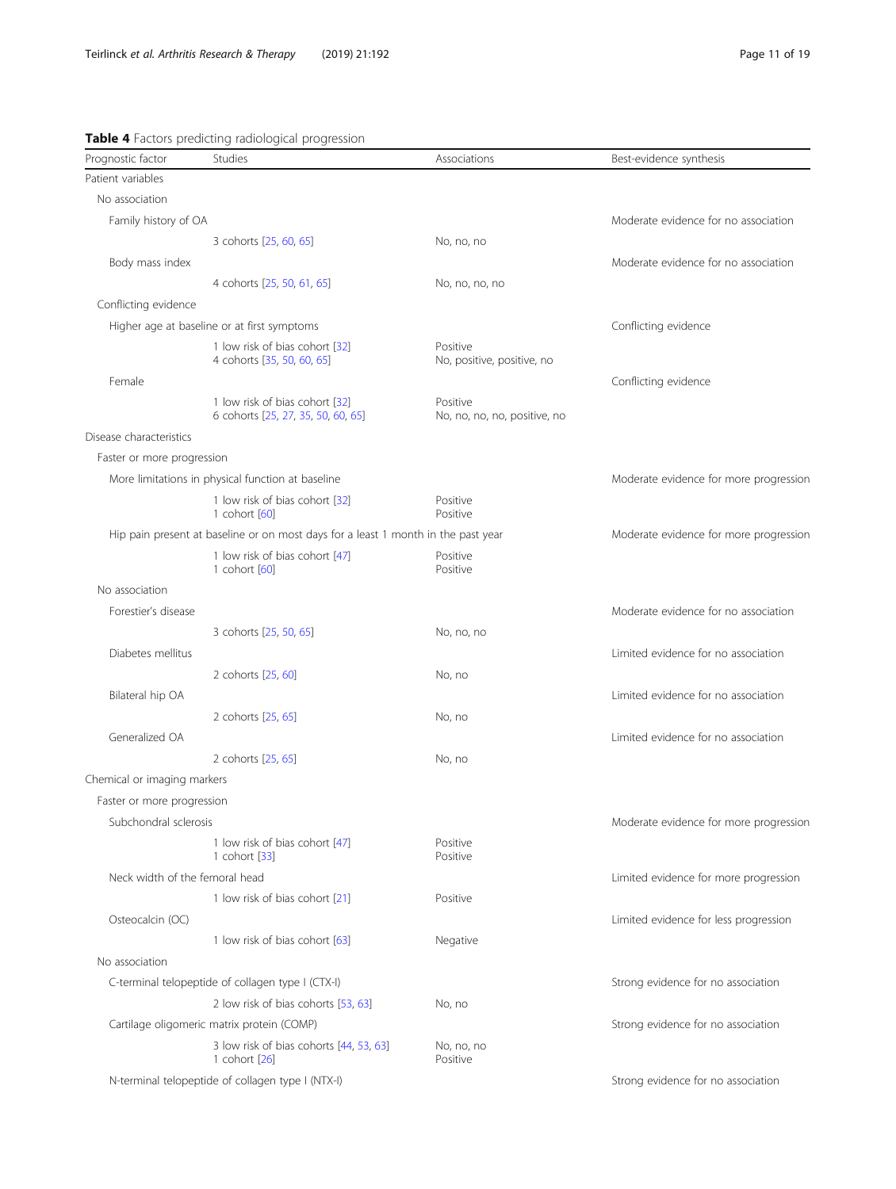**Table 4** Factors predicting radiological progression

| Prognostic factor | Studies | Associations | Best-evidence synthesis |
|---|---|---|---|
| Patient variables | | | |
| No association | | | |
| Family history of OA | | | Moderate evidence for no association |
| | 3 cohorts [25, 60, 65] | No, no, no | |
| Body mass index | | | Moderate evidence for no association |
| | 4 cohorts [25, 50, 61, 65] | No, no, no, no | |
| Conflicting evidence | | | |
| Higher age at baseline or at first symptoms | | | Conflicting evidence |
| | 1 low risk of bias cohort [32]<br>4 cohorts [35, 50, 60, 65] | Positive<br>No, positive, positive, no | |
| Female | | | Conflicting evidence |
| | 1 low risk of bias cohort [32]<br>6 cohorts [25, 27, 35, 50, 60, 65] | Positive<br>No, no, no, no, positive, no | |
| Disease characteristics | | | |
| Faster or more progression | | | |
| More limitations in physical function at baseline | | | Moderate evidence for more progression |
| | 1 low risk of bias cohort [32]<br>1 cohort [60] | Positive<br>Positive | |
| Hip pain present at baseline or on most days for a least 1 month in the past year | | | Moderate evidence for more progression |
| | 1 low risk of bias cohort [47]<br>1 cohort [60] | Positive<br>Positive | |
| No association | | | |
| Forestier's disease | | | Moderate evidence for no association |
| | 3 cohorts [25, 50, 65] | No, no, no | |
| Diabetes mellitus | | | Limited evidence for no association |
| | 2 cohorts [25, 60] | No, no | |
| Bilateral hip OA | | | Limited evidence for no association |
| | 2 cohorts [25, 65] | No, no | |
| Generalized OA | | | Limited evidence for no association |
| | 2 cohorts [25, 65] | No, no | |
| Chemical or imaging markers | | | |
| Faster or more progression | | | |
| Subchondral sclerosis | | | Moderate evidence for more progression |
| | 1 low risk of bias cohort [47]<br>1 cohort [33] | Positive<br>Positive | |
| Neck width of the femoral head | | | Limited evidence for more progression |
| | 1 low risk of bias cohort [21] | Positive | |
| Osteocalcin (OC) | | | Limited evidence for less progression |
| | 1 low risk of bias cohort [63] | Negative | |
| No association | | | |
| C-terminal telopeptide of collagen type I (CTX-I) | | | Strong evidence for no association |
| | 2 low risk of bias cohorts [53, 63] | No, no | |
| Cartilage oligomeric matrix protein (COMP) | | | Strong evidence for no association |
| | 3 low risk of bias cohorts [44, 53, 63]<br>1 cohort [26] | No, no, no<br>Positive | |
| N-terminal telopeptide of collagen type I (NTX-I) | | | Strong evidence for no association |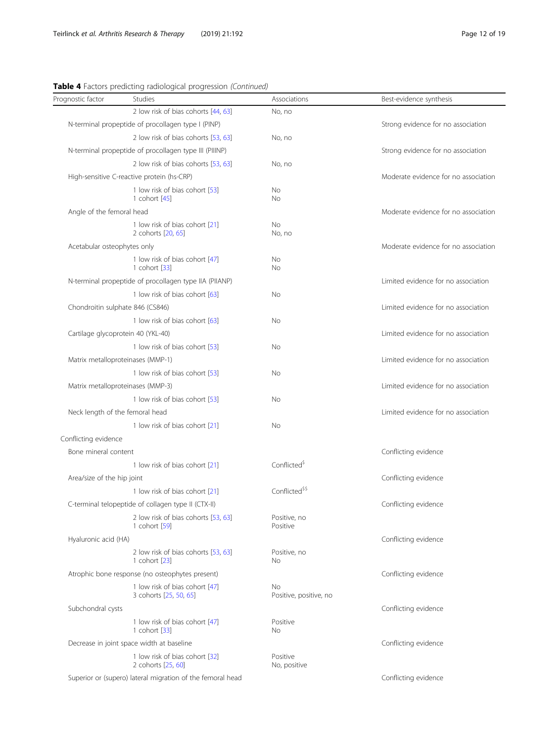**Table 4** Factors predicting radiological progression *(Continued)*

| Prognostic factor | Studies | Associations | Best-evidence synthesis |
|---|---|---|---|
| | 2 low risk of bias cohorts [44, 63] | No, no | |
| N-terminal propeptide of procollagen type I (PINP) | | | Strong evidence for no association |
| | 2 low risk of bias cohorts [53, 63] | No, no | |
| N-terminal propeptide of procollagen type III (PIIINP) | | | Strong evidence for no association |
| | 2 low risk of bias cohorts [53, 63] | No, no | |
| High-sensitive C-reactive protein (hs-CRP) | | | Moderate evidence for no association |
| | 1 low risk of bias cohort [53]<br>1 cohort [45] | No<br>No | |
| Angle of the femoral head | | | Moderate evidence for no association |
| | 1 low risk of bias cohort [21]<br>2 cohorts [20, 65] | No<br>No, no | |
| Acetabular osteophytes only | | | Moderate evidence for no association |
| | 1 low risk of bias cohort [47]<br>1 cohort [33] | No<br>No | |
| N-terminal propeptide of procollagen type IIA (PIIANP) | | | Limited evidence for no association |
| | 1 low risk of bias cohort [63] | No | |
| Chondroitin sulphate 846 (CS846) | | | Limited evidence for no association |
| | 1 low risk of bias cohort [63] | No | |
| Cartilage glycoprotein 40 (YKL-40) | | | Limited evidence for no association |
| | 1 low risk of bias cohort [53] | No | |
| Matrix metalloproteinases (MMP-1) | | | Limited evidence for no association |
| | 1 low risk of bias cohort [53] | No | |
| Matrix metalloproteinases (MMP-3) | | | Limited evidence for no association |
| | 1 low risk of bias cohort [53] | No | |
| Neck length of the femoral head | | | Limited evidence for no association |
| | 1 low risk of bias cohort [21] | No | |
| Conflicting evidence | | | |
| Bone mineral content | | | Conflicting evidence |
| | 1 low risk of bias cohort [21] | Conflicted[$] | |
| Area/size of the hip joint | | | Conflicting evidence |
| | 1 low risk of bias cohort [21] | Conflicted[$$] | |
| C-terminal telopeptide of collagen type II (CTX-II) | | | Conflicting evidence |
| | 2 low risk of bias cohorts [53, 63]<br>1 cohort [59] | Positive, no<br>Positive | |
| Hyaluronic acid (HA) | | | Conflicting evidence |
| | 2 low risk of bias cohorts [53, 63]<br>1 cohort [23] | Positive, no<br>No | |
| Atrophic bone response (no osteophytes present) | | | Conflicting evidence |
| | 1 low risk of bias cohort [47]<br>3 cohorts [25, 50, 65] | No<br>Positive, positive, no | |
| Subchondral cysts | | | Conflicting evidence |
| | 1 low risk of bias cohort [47]<br>1 cohort [33] | Positive<br>No | |
| Decrease in joint space width at baseline | | | Conflicting evidence |
| | 1 low risk of bias cohort [32]<br>2 cohorts [25, 60] | Positive<br>No, positive | |
| Superior or (supero) lateral migration of the femoral head | | | Conflicting evidence |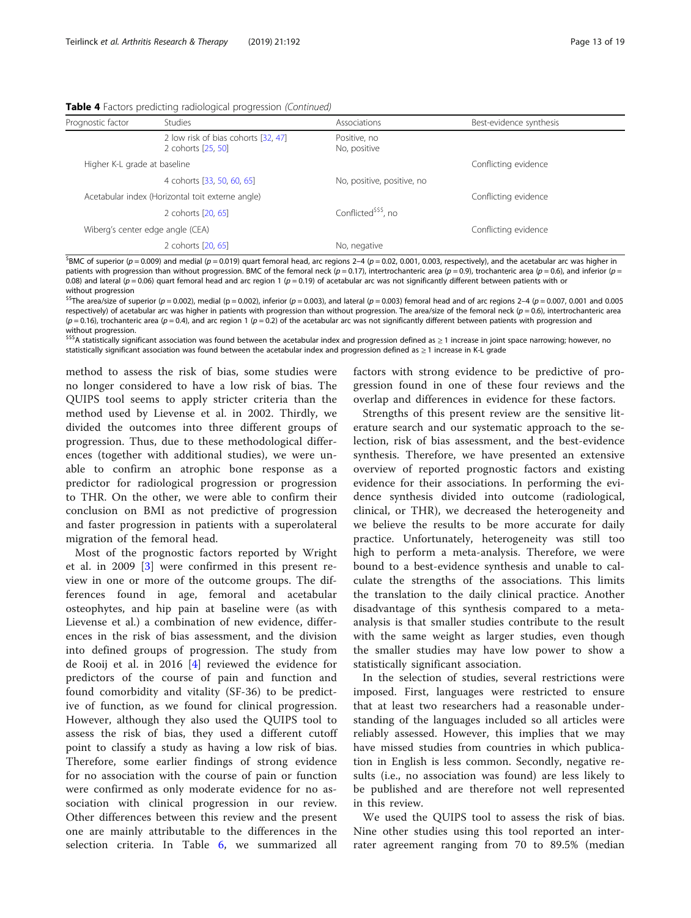**Table 4** Factors predicting radiological progression *(Continued)*

| Prognostic factor | Studies | Associations | Best-evidence synthesis |
|---|---|---|---|
| | 2 low risk of bias cohorts [32, 47]<br>2 cohorts [25, 50] | Positive, no<br>No, positive | |
| Higher K-L grade at baseline | | | Conflicting evidence |
| | 4 cohorts [33, 50, 60, 65] | No, positive, positive, no | |
| Acetabular index (Horizontal toit externe angle) | | | Conflicting evidence |
| | 2 cohorts [20, 65] | Conflicted[$$$], no | |
| Wiberg's center edge angle (CEA) | | | Conflicting evidence |
| | 2 cohorts [20, 65] | No, negative | |

[$]BMC of superior ($p = 0.009$) and medial ($p = 0.019$) quart femoral head, arc regions 2–4 ($p = 0.02$, 0.001, 0.003, respectively), and the acetabular arc was higher in patients with progression than without progression. BMC of the femoral neck ($p = 0.17$), intertrochanteric area ($p = 0.9$), trochanteric area ($p = 0.6$), and inferior ($p = 0.08$) and lateral ($p = 0.06$) quart femoral head and arc region 1 ($p = 0.19$) of acetabular arc was not significantly different between patients with or without progression

[$$]The area/size of superior ($p = 0.002$), medial ($p = 0.002$), inferior ($p = 0.003$), and lateral ($p = 0.003$) femoral head and of arc regions 2–4 ($p = 0.007$, 0.001 and 0.005 respectively) of acetabular arc was higher in patients with progression than without progression. The area/size of the femoral neck ($p = 0.6$), intertrochanteric area ($p = 0.16$), trochanteric area ($p = 0.4$), and arc region 1 ($p = 0.2$) of the acetabular arc was not significantly different between patients with progression and without progression.

[$$$]A statistically significant association was found between the acetabular index and progression defined as ≥ 1 increase in joint space narrowing; however, no statistically significant association was found between the acetabular index and progression defined as ≥ 1 increase in K-L grade

method to assess the risk of bias, some studies were no longer considered to have a low risk of bias. The QUIPS tool seems to apply stricter criteria than the method used by Lievense et al. in 2002. Thirdly, we divided the outcomes into three different groups of progression. Thus, due to these methodological differences (together with additional studies), we were unable to confirm an atrophic bone response as a predictor for radiological progression or progression to THR. On the other, we were able to confirm their conclusion on BMI as not predictive of progression and faster progression in patients with a superolateral migration of the femoral head.

Most of the prognostic factors reported by Wright et al. in 2009 [3] were confirmed in this present review in one or more of the outcome groups. The differences found in age, femoral and acetabular osteophytes, and hip pain at baseline were (as with Lievense et al.) a combination of new evidence, differences in the risk of bias assessment, and the division into defined groups of progression. The study from de Rooij et al. in 2016 [4] reviewed the evidence for predictors of the course of pain and function and found comorbidity and vitality (SF-36) to be predictive of function, as we found for clinical progression. However, although they also used the QUIPS tool to assess the risk of bias, they used a different cutoff point to classify a study as having a low risk of bias. Therefore, some earlier findings of strong evidence for no association with the course of pain or function were confirmed as only moderate evidence for no association with clinical progression in our review. Other differences between this review and the present one are mainly attributable to the differences in the selection criteria. In Table 6, we summarized all factors with strong evidence to be predictive of progression found in one of these four reviews and the overlap and differences in evidence for these factors.

Strengths of this present review are the sensitive literature search and our systematic approach to the selection, risk of bias assessment, and the best-evidence synthesis. Therefore, we have presented an extensive overview of reported prognostic factors and existing evidence for their associations. In performing the evidence synthesis divided into outcome (radiological, clinical, or THR), we decreased the heterogeneity and we believe the results to be more accurate for daily practice. Unfortunately, heterogeneity was still too high to perform a meta-analysis. Therefore, we were bound to a best-evidence synthesis and unable to calculate the strengths of the associations. This limits the translation to the daily clinical practice. Another disadvantage of this synthesis compared to a meta-analysis is that smaller studies contribute to the result with the same weight as larger studies, even though the smaller studies may have low power to show a statistically significant association.

In the selection of studies, several restrictions were imposed. First, languages were restricted to ensure that at least two researchers had a reasonable understanding of the languages included so all articles were reliably assessed. However, this implies that we may have missed studies from countries in which publication in English is less common. Secondly, negative results (i.e., no association was found) are less likely to be published and are therefore not well represented in this review.

We used the QUIPS tool to assess the risk of bias. Nine other studies using this tool reported an interrater agreement ranging from 70 to 89.5% (median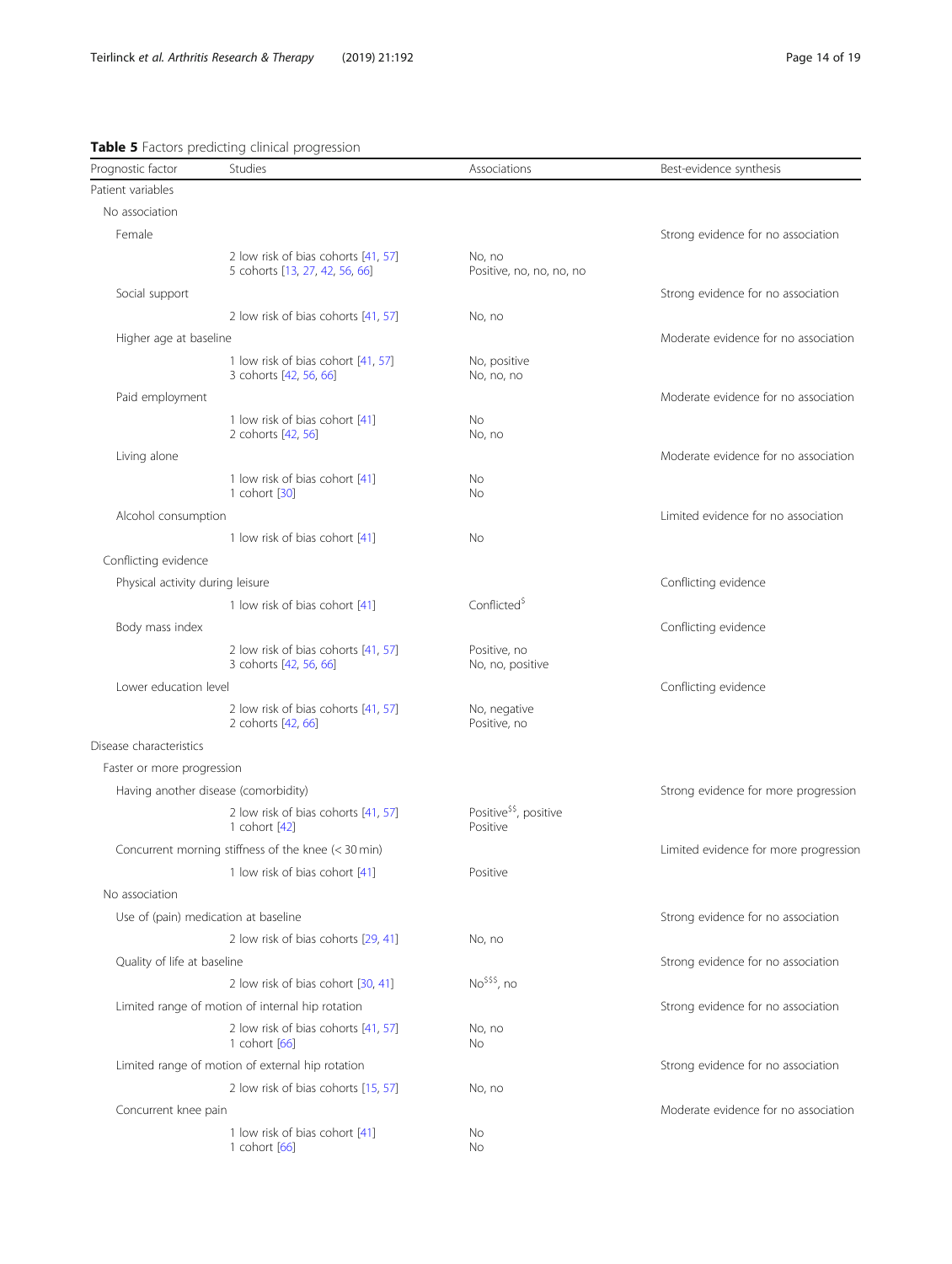**Table 5** Factors predicting clinical progression

| Prognostic factor | Studies | Associations | Best-evidence synthesis |
|---|---|---|---|
| Patient variables | | | |
| No association | | | |
| Female | | | Strong evidence for no association |
| | 2 low risk of bias cohorts [41, 57]<br>5 cohorts [13, 27, 42, 56, 66] | No, no<br>Positive, no, no, no, no | |
| Social support | | | Strong evidence for no association |
| | 2 low risk of bias cohorts [41, 57] | No, no | |
| Higher age at baseline | | | Moderate evidence for no association |
| | 1 low risk of bias cohort [41, 57]<br>3 cohorts [42, 56, 66] | No, positive<br>No, no, no | |
| Paid employment | | | Moderate evidence for no association |
| | 1 low risk of bias cohort [41]<br>2 cohorts [42, 56] | No<br>No, no | |
| Living alone | | | Moderate evidence for no association |
| | 1 low risk of bias cohort [41]<br>1 cohort [30] | No<br>No | |
| Alcohol consumption | | | Limited evidence for no association |
| | 1 low risk of bias cohort [41] | No | |
| Conflicting evidence | | | |
| Physical activity during leisure | | | Conflicting evidence |
| | 1 low risk of bias cohort [41] | Conflicted[$] | |
| Body mass index | | | Conflicting evidence |
| | 2 low risk of bias cohorts [41, 57]<br>3 cohorts [42, 56, 66] | Positive, no<br>No, no, positive | |
| Lower education level | | | Conflicting evidence |
| | 2 low risk of bias cohorts [41, 57]<br>2 cohorts [42, 66] | No, negative<br>Positive, no | |
| Disease characteristics | | | |
| Faster or more progression | | | |
| Having another disease (comorbidity) | | | Strong evidence for more progression |
| | 2 low risk of bias cohorts [41, 57]<br>1 cohort [42] | Positive[$$], positive<br>Positive | |
| Concurrent morning stiffness of the knee (< 30 min) | | | Limited evidence for more progression |
| | 1 low risk of bias cohort [41] | Positive | |
| No association | | | |
| Use of (pain) medication at baseline | | | Strong evidence for no association |
| | 2 low risk of bias cohorts [29, 41] | No, no | |
| Quality of life at baseline | | | Strong evidence for no association |
| | 2 low risk of bias cohort [30, 41] | No[$$$], no | |
| Limited range of motion of internal hip rotation | | | Strong evidence for no association |
| | 2 low risk of bias cohorts [41, 57]<br>1 cohort [66] | No, no<br>No | |
| Limited range of motion of external hip rotation | | | Strong evidence for no association |
| | 2 low risk of bias cohorts [15, 57] | No, no | |
| Concurrent knee pain | | | Moderate evidence for no association |
| | 1 low risk of bias cohort [41]<br>1 cohort [66] | No<br>No | |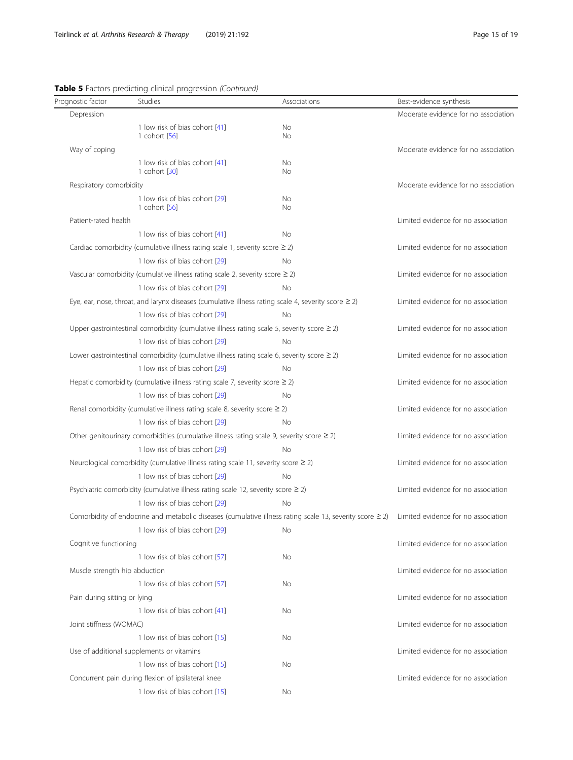**Table 5** Factors predicting clinical progression *(Continued)*

| Prognostic factor | Studies | Associations | Best-evidence synthesis |
|---|---|---|---|
| Depression | | | Moderate evidence for no association |
| | 1 low risk of bias cohort [41]<br>1 cohort [56] | No<br>No | |
| Way of coping | | | Moderate evidence for no association |
| | 1 low risk of bias cohort [41]<br>1 cohort [30] | No<br>No | |
| Respiratory comorbidity | | | Moderate evidence for no association |
| | 1 low risk of bias cohort [29]<br>1 cohort [56] | No<br>No | |
| Patient-rated health | | | Limited evidence for no association |
| | 1 low risk of bias cohort [41] | No | |
| Cardiac comorbidity (cumulative illness rating scale 1, severity score ≥ 2) | | | Limited evidence for no association |
| | 1 low risk of bias cohort [29] | No | |
| Vascular comorbidity (cumulative illness rating scale 2, severity score ≥ 2) | | | Limited evidence for no association |
| | 1 low risk of bias cohort [29] | No | |
| Eye, ear, nose, throat, and larynx diseases (cumulative illness rating scale 4, severity score ≥ 2) | | | Limited evidence for no association |
| | 1 low risk of bias cohort [29] | No | |
| Upper gastrointestinal comorbidity (cumulative illness rating scale 5, severity score ≥ 2) | | | Limited evidence for no association |
| | 1 low risk of bias cohort [29] | No | |
| Lower gastrointestinal comorbidity (cumulative illness rating scale 6, severity score ≥ 2) | | | Limited evidence for no association |
| | 1 low risk of bias cohort [29] | No | |
| Hepatic comorbidity (cumulative illness rating scale 7, severity score ≥ 2) | | | Limited evidence for no association |
| | 1 low risk of bias cohort [29] | No | |
| Renal comorbidity (cumulative illness rating scale 8, severity score ≥ 2) | | | Limited evidence for no association |
| | 1 low risk of bias cohort [29] | No | |
| Other genitourinary comorbidities (cumulative illness rating scale 9, severity score ≥ 2) | | | Limited evidence for no association |
| | 1 low risk of bias cohort [29] | No | |
| Neurological comorbidity (cumulative illness rating scale 11, severity score ≥ 2) | | | Limited evidence for no association |
| | 1 low risk of bias cohort [29] | No | |
| Psychiatric comorbidity (cumulative illness rating scale 12, severity score ≥ 2) | | | Limited evidence for no association |
| | 1 low risk of bias cohort [29] | No | |
| Comorbidity of endocrine and metabolic diseases (cumulative illness rating scale 13, severity score ≥ 2) | | | Limited evidence for no association |
| | 1 low risk of bias cohort [29] | No | |
| Cognitive functioning | | | Limited evidence for no association |
| | 1 low risk of bias cohort [57] | No | |
| Muscle strength hip abduction | | | Limited evidence for no association |
| | 1 low risk of bias cohort [57] | No | |
| Pain during sitting or lying | | | Limited evidence for no association |
| | 1 low risk of bias cohort [41] | No | |
| Joint stiffness (WOMAC) | | | Limited evidence for no association |
| | 1 low risk of bias cohort [15] | No | |
| Use of additional supplements or vitamins | | | Limited evidence for no association |
| | 1 low risk of bias cohort [15] | No | |
| Concurrent pain during flexion of ipsilateral knee | | | Limited evidence for no association |
| | 1 low risk of bias cohort [15] | No | |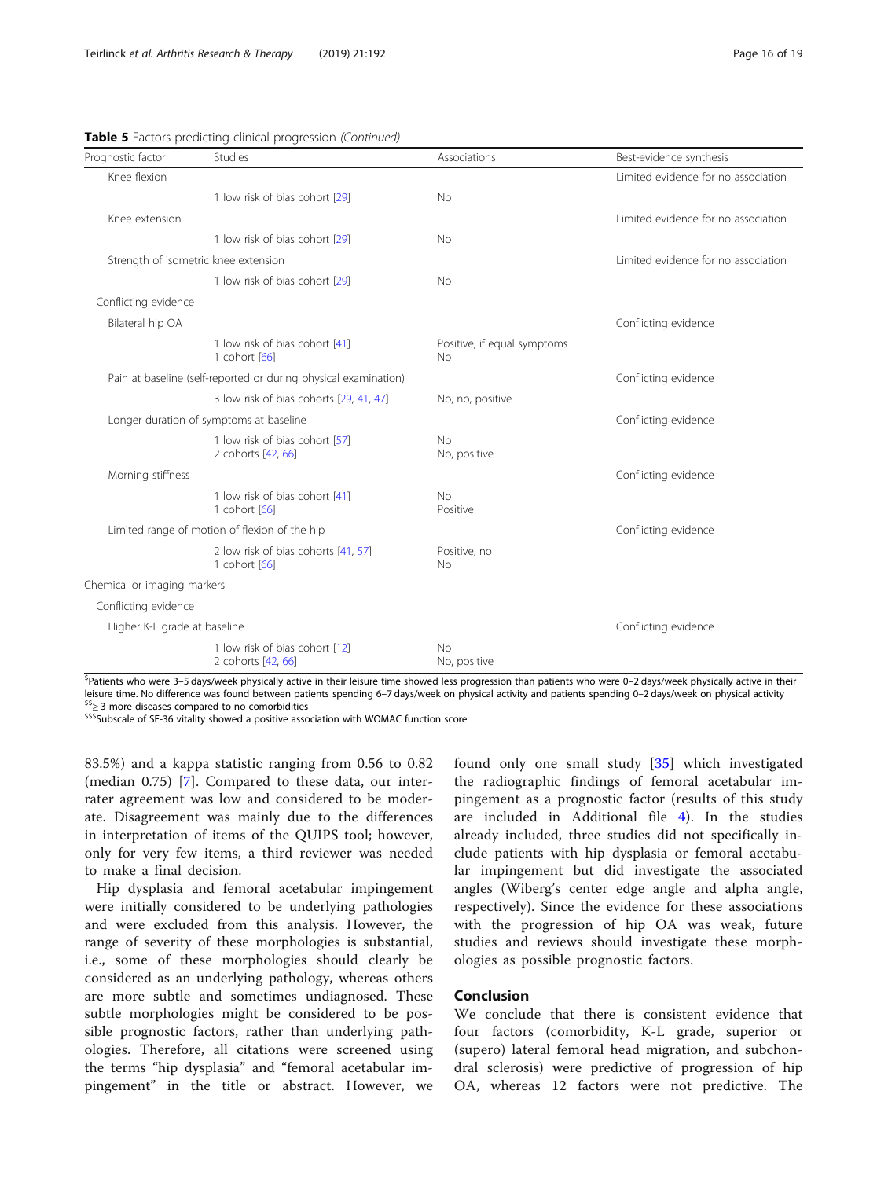**Table 5** Factors predicting clinical progression *(Continued)*

| Prognostic factor | Studies | Associations | Best-evidence synthesis |
|---|---|---|---|
| Knee flexion | | | Limited evidence for no association |
| | 1 low risk of bias cohort [29] | No | |
| Knee extension | | | Limited evidence for no association |
| | 1 low risk of bias cohort [29] | No | |
| Strength of isometric knee extension | | | Limited evidence for no association |
| | 1 low risk of bias cohort [29] | No | |
| Conflicting evidence | | | |
| Bilateral hip OA | | | Conflicting evidence |
| | 1 low risk of bias cohort [41]<br>1 cohort [66] | Positive, if equal symptoms<br>No | |
| Pain at baseline (self-reported or during physical examination) | | | Conflicting evidence |
| | 3 low risk of bias cohorts [29, 41, 47] | No, no, positive | |
| Longer duration of symptoms at baseline | | | Conflicting evidence |
| | 1 low risk of bias cohort [57]<br>2 cohorts [42, 66] | No<br>No, positive | |
| Morning stiffness | | | Conflicting evidence |
| | 1 low risk of bias cohort [41]<br>1 cohort [66] | No<br>Positive | |
| Limited range of motion of flexion of the hip | | | Conflicting evidence |
| | 2 low risk of bias cohorts [41, 57]<br>1 cohort [66] | Positive, no<br>No | |
| Chemical or imaging markers | | | |
| Conflicting evidence | | | |
| Higher K-L grade at baseline | | | Conflicting evidence |
| | 1 low risk of bias cohort [12]<br>2 cohorts [42, 66] | No<br>No, positive | |

$Patients who were 3–5 days/week physically active in their leisure time showed less progression than patients who were 0–2 days/week physically active in their leisure time. No difference was found between patients spending 6–7 days/week on physical activity and patients spending 0–2 days/week on physical activity
$$≥ 3 more diseases compared to no comorbidities
$$$Subscale of SF-36 vitality showed a positive association with WOMAC function score

83.5%) and a kappa statistic ranging from 0.56 to 0.82 (median 0.75) [7]. Compared to these data, our inter-rater agreement was low and considered to be moderate. Disagreement was mainly due to the differences in interpretation of items of the QUIPS tool; however, only for very few items, a third reviewer was needed to make a final decision.

Hip dysplasia and femoral acetabular impingement were initially considered to be underlying pathologies and were excluded from this analysis. However, the range of severity of these morphologies is substantial, i.e., some of these morphologies should clearly be considered as an underlying pathology, whereas others are more subtle and sometimes undiagnosed. These subtle morphologies might be considered to be possible prognostic factors, rather than underlying pathologies. Therefore, all citations were screened using the terms "hip dysplasia" and "femoral acetabular impingement" in the title or abstract. However, we found only one small study [35] which investigated the radiographic findings of femoral acetabular impingement as a prognostic factor (results of this study are included in Additional file 4). In the studies already included, three studies did not specifically include patients with hip dysplasia or femoral acetabular impingement but did investigate the associated angles (Wiberg's center edge angle and alpha angle, respectively). Since the evidence for these associations with the progression of hip OA was weak, future studies and reviews should investigate these morphologies as possible prognostic factors.

## Conclusion

We conclude that there is consistent evidence that four factors (comorbidity, K-L grade, superior or (supero) lateral femoral head migration, and subchondral sclerosis) were predictive of progression of hip OA, whereas 12 factors were not predictive. The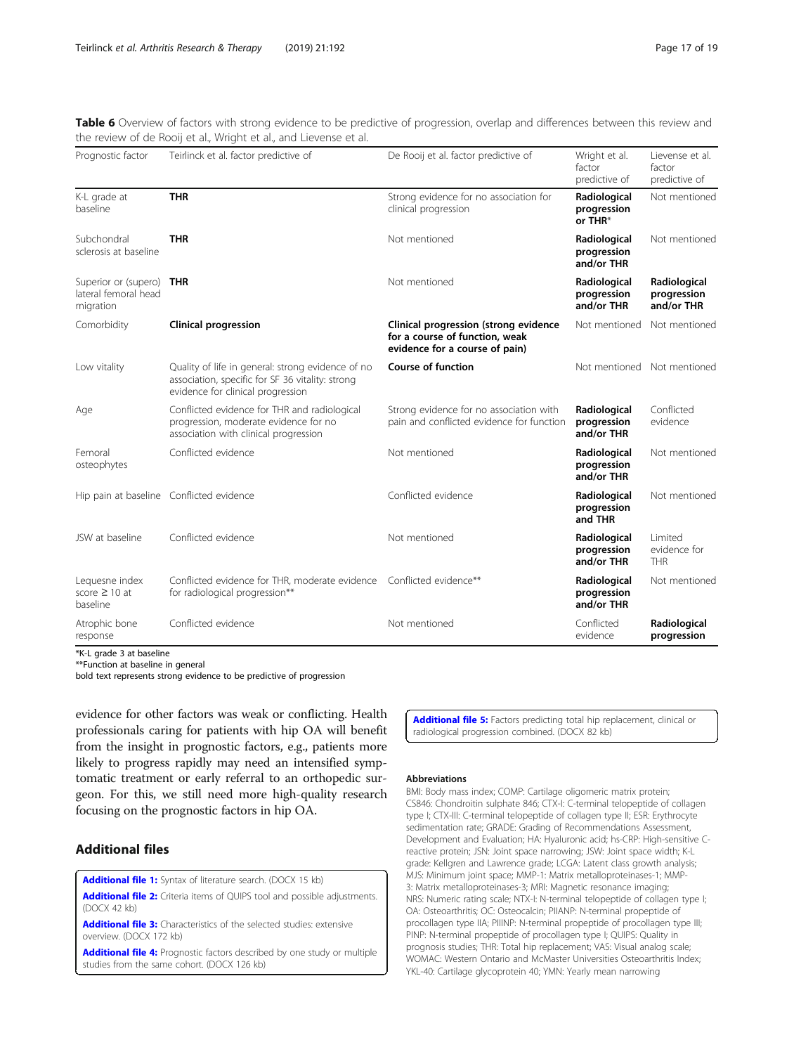**Table 6** Overview of factors with strong evidence to be predictive of progression, overlap and differences between this review and the review of de Rooij et al., Wright et al., and Lievense et al.

| Prognostic factor | Teirlinck et al. factor predictive of | De Rooij et al. factor predictive of | Wright et al. factor predictive of | Lievense et al. factor predictive of |
|---|---|---|---|---|
| K-L grade at baseline | **THR** | Strong evidence for no association for clinical progression | **Radiological progression or THR*** | Not mentioned |
| Subchondral sclerosis at baseline | **THR** | Not mentioned | **Radiological progression and/or THR** | Not mentioned |
| Superior or (supero) lateral femoral head migration | **THR** | Not mentioned | **Radiological progression and/or THR** | **Radiological progression and/or THR** |
| Comorbidity | **Clinical progression** | **Clinical progression (strong evidence for a course of function, weak evidence for a course of pain)** | Not mentioned | Not mentioned |
| Low vitality | Quality of life in general: strong evidence of no association, specific for SF 36 vitality: strong evidence for clinical progression | **Course of function** | Not mentioned | Not mentioned |
| Age | Conflicted evidence for THR and radiological progression, moderate evidence for no association with clinical progression | Strong evidence for no association with pain and conflicted evidence for function | **Radiological progression and/or THR** | Conflicted evidence |
| Femoral osteophytes | Conflicted evidence | Not mentioned | **Radiological progression and/or THR** | Not mentioned |
| Hip pain at baseline | Conflicted evidence | Conflicted evidence | **Radiological progression and THR** | Not mentioned |
| JSW at baseline | Conflicted evidence | Not mentioned | **Radiological progression and/or THR** | Limited evidence for THR |
| Lequesne index score ≥ 10 at baseline | Conflicted evidence for THR, moderate evidence for radiological progression** | Conflicted evidence** | **Radiological progression and/or THR** | Not mentioned |
| Atrophic bone response | Conflicted evidence | Not mentioned | Conflicted evidence | **Radiological progression** |

*K-L grade 3 at baseline
**Function at baseline in general
bold text represents strong evidence to be predictive of progression

evidence for other factors was weak or conflicting. Health professionals caring for patients with hip OA will benefit from the insight in prognostic factors, e.g., patients more likely to progress rapidly may need an intensified symptomatic treatment or early referral to an orthopedic surgeon. For this, we still need more high-quality research focusing on the prognostic factors in hip OA.

## Additional files

**Additional file 1:** Syntax of literature search. (DOCX 15 kb)
**Additional file 2:** Criteria items of QUIPS tool and possible adjustments. (DOCX 42 kb)
**Additional file 3:** Characteristics of the selected studies: extensive overview. (DOCX 172 kb)
**Additional file 4:** Prognostic factors described by one study or multiple studies from the same cohort. (DOCX 126 kb)
**Additional file 5:** Factors predicting total hip replacement, clinical or radiological progression combined. (DOCX 82 kb)

#### Abbreviations

BMI: Body mass index; COMP: Cartilage oligomeric matrix protein; CS846: Chondroitin sulphate 846; CTX-I: C-terminal telopeptide of collagen type I; CTX-III: C-terminal telopeptide of collagen type II; ESR: Erythrocyte sedimentation rate; GRADE: Grading of Recommendations Assessment, Development and Evaluation; HA: Hyaluronic acid; hs-CRP: High-sensitive C-reactive protein; JSN: Joint space narrowing; JSW: Joint space width; K-L grade: Kellgren and Lawrence grade; LCGA: Latent class growth analysis; MJS: Minimum joint space; MMP-1: Matrix metalloproteinases-1; MMP-3: Matrix metalloproteinases-3; MRI: Magnetic resonance imaging; NRS: Numeric rating scale; NTX-I: N-terminal telopeptide of collagen type I; OA: Osteoarthritis; OC: Osteocalcin; PIIANP: N-terminal propeptide of procollagen type IIA; PIIINP: N-terminal propeptide of procollagen type III; PINP: N-terminal propeptide of procollagen type I; QUIPS: Quality in prognosis studies; THR: Total hip replacement; VAS: Visual analog scale; WOMAC: Western Ontario and McMaster Universities Osteoarthritis Index; YKL-40: Cartilage glycoprotein 40; YMN: Yearly mean narrowing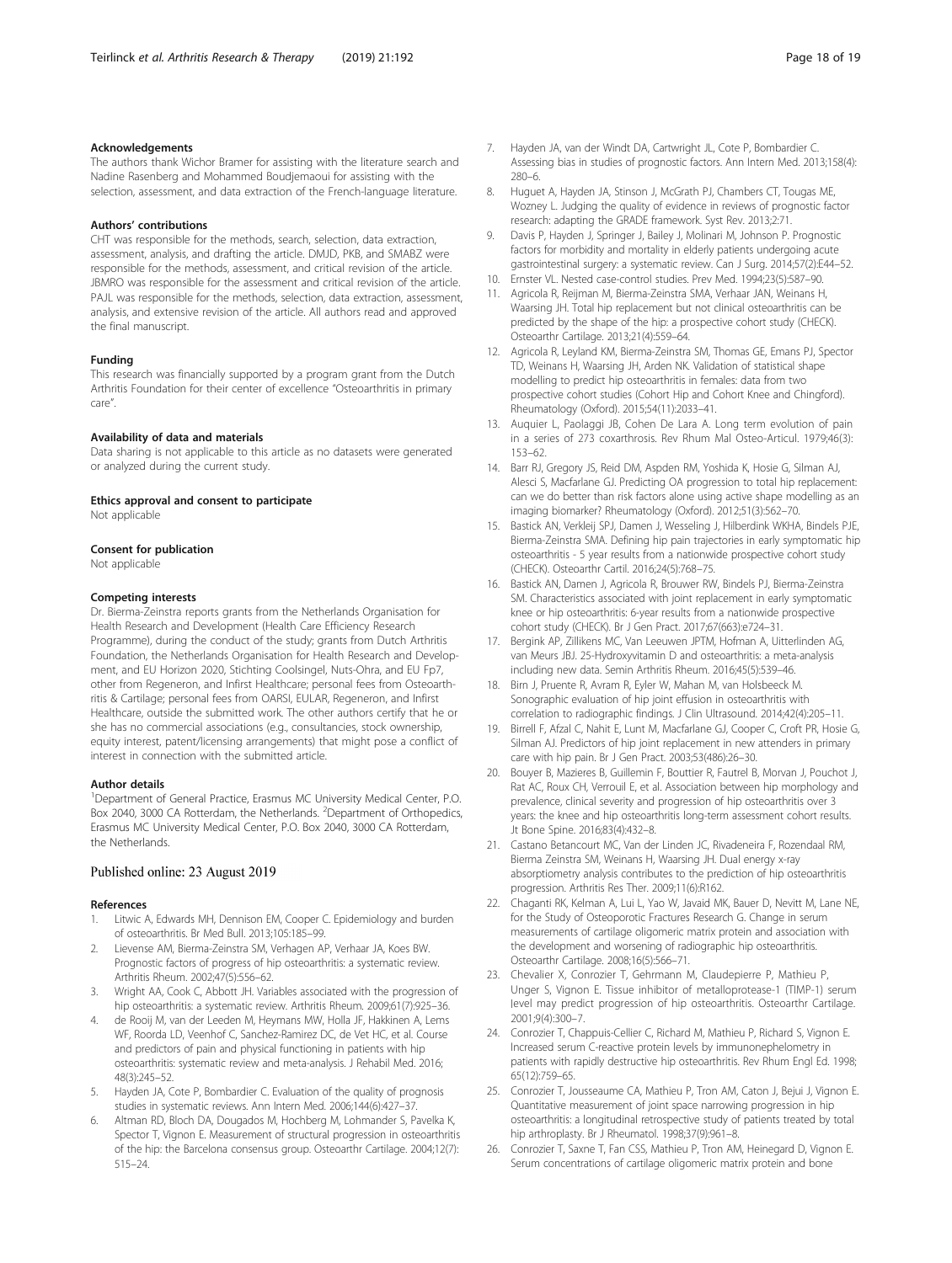#### Acknowledgements

The authors thank Wichor Bramer for assisting with the literature search and Nadine Rasenberg and Mohammed Boudjemaoui for assisting with the selection, assessment, and data extraction of the French-language literature.

#### Authors' contributions

CHT was responsible for the methods, search, selection, data extraction, assessment, analysis, and drafting the article. DMJD, PKB, and SMABZ were responsible for the methods, assessment, and critical revision of the article. JBMRO was responsible for the assessment and critical revision of the article. PAJL was responsible for the methods, selection, data extraction, assessment, analysis, and extensive revision of the article. All authors read and approved the final manuscript.

#### Funding

This research was financially supported by a program grant from the Dutch Arthritis Foundation for their center of excellence "Osteoarthritis in primary care".

#### Availability of data and materials

Data sharing is not applicable to this article as no datasets were generated or analyzed during the current study.

#### Ethics approval and consent to participate

Not applicable

#### Consent for publication

Not applicable

#### Competing interests

Dr. Bierma-Zeinstra reports grants from the Netherlands Organisation for Health Research and Development (Health Care Efficiency Research Programme), during the conduct of the study; grants from Dutch Arthritis Foundation, the Netherlands Organisation for Health Research and Development, and EU Horizon 2020, Stichting Coolsingel, Nuts-Ohra, and EU Fp7, other from Regeneron, and Infirst Healthcare; personal fees from Osteoarthritis & Cartilage; personal fees from OARSI, EULAR, Regeneron, and Infirst Healthcare, outside the submitted work. The other authors certify that he or she has no commercial associations (e.g., consultancies, stock ownership, equity interest, patent/licensing arrangements) that might pose a conflict of interest in connection with the submitted article.

#### Author details

[1]Department of General Practice, Erasmus MC University Medical Center, P.O. Box 2040, 3000 CA Rotterdam, the Netherlands. [2]Department of Orthopedics, Erasmus MC University Medical Center, P.O. Box 2040, 3000 CA Rotterdam, the Netherlands.

Published online: 23 August 2019

#### References

1. Litwic A, Edwards MH, Dennison EM, Cooper C. Epidemiology and burden of osteoarthritis. Br Med Bull. 2013;105:185–99.
2. Lievense AM, Bierma-Zeinstra SM, Verhagen AP, Verhaar JA, Koes BW. Prognostic factors of progress of hip osteoarthritis: a systematic review. Arthritis Rheum. 2002;47(5):556–62.
3. Wright AA, Cook C, Abbott JH. Variables associated with the progression of hip osteoarthritis: a systematic review. Arthritis Rheum. 2009;61(7):925–36.
4. de Rooij M, van der Leeden M, Heymans MW, Holla JF, Hakkinen A, Lems WF, Roorda LD, Veenhof C, Sanchez-Ramirez DC, de Vet HC, et al. Course and predictors of pain and physical functioning in patients with hip osteoarthritis: systematic review and meta-analysis. J Rehabil Med. 2016; 48(3):245–52.
5. Hayden JA, Cote P, Bombardier C. Evaluation of the quality of prognosis studies in systematic reviews. Ann Intern Med. 2006;144(6):427–37.
6. Altman RD, Bloch DA, Dougados M, Hochberg M, Lohmander S, Pavelka K, Spector T, Vignon E. Measurement of structural progression in osteoarthritis of the hip: the Barcelona consensus group. Osteoarthr Cartilage. 2004;12(7): 515–24.
7. Hayden JA, van der Windt DA, Cartwright JL, Cote P, Bombardier C. Assessing bias in studies of prognostic factors. Ann Intern Med. 2013;158(4): 280–6.
8. Huguet A, Hayden JA, Stinson J, McGrath PJ, Chambers CT, Tougas ME, Wozney L. Judging the quality of evidence in reviews of prognostic factor research: adapting the GRADE framework. Syst Rev. 2013;2:71.
9. Davis P, Hayden J, Springer J, Bailey J, Molinari M, Johnson P. Prognostic factors for morbidity and mortality in elderly patients undergoing acute gastrointestinal surgery: a systematic review. Can J Surg. 2014;57(2):E44–52.
10. Ernster VL. Nested case-control studies. Prev Med. 1994;23(5):587–90.
11. Agricola R, Reijman M, Bierma-Zeinstra SMA, Verhaar JAN, Weinans H, Waarsing JH. Total hip replacement but not clinical osteoarthritis can be predicted by the shape of the hip: a prospective cohort study (CHECK). Osteoarthr Cartilage. 2013;21(4):559–64.
12. Agricola R, Leyland KM, Bierma-Zeinstra SM, Thomas GE, Emans PJ, Spector TD, Weinans H, Waarsing JH, Arden NK. Validation of statistical shape modelling to predict hip osteoarthritis in females: data from two prospective cohort studies (Cohort Hip and Cohort Knee and Chingford). Rheumatology (Oxford). 2015;54(11):2033–41.
13. Auquier L, Paolaggi JB, Cohen De Lara A. Long term evolution of pain in a series of 273 coxarthrosis. Rev Rhum Mal Osteo-Articul. 1979;46(3): 153–62.
14. Barr RJ, Gregory JS, Reid DM, Aspden RM, Yoshida K, Hosie G, Silman AJ, Alesci S, Macfarlane GJ. Predicting OA progression to total hip replacement: can we do better than risk factors alone using active shape modelling as an imaging biomarker? Rheumatology (Oxford). 2012;51(3):562–70.
15. Bastick AN, Verkleij SPJ, Damen J, Wesseling J, Hilberdink WKHA, Bindels PJE, Bierma-Zeinstra SMA. Defining hip pain trajectories in early symptomatic hip osteoarthritis - 5 year results from a nationwide prospective cohort study (CHECK). Osteoarthr Cartil. 2016;24(5):768–75.
16. Bastick AN, Damen J, Agricola R, Brouwer RW, Bindels PJ, Bierma-Zeinstra SM. Characteristics associated with joint replacement in early symptomatic knee or hip osteoarthritis: 6-year results from a nationwide prospective cohort study (CHECK). Br J Gen Pract. 2017;67(663):e724–31.
17. Bergink AP, Zillikens MC, Van Leeuwen JPTM, Hofman A, Uitterlinden AG, van Meurs JBJ. 25-Hydroxyvitamin D and osteoarthritis: a meta-analysis including new data. Semin Arthritis Rheum. 2016;45(5):539–46.
18. Birn J, Pruente R, Avram R, Eyler W, Mahan M, van Holsbeeck M. Sonographic evaluation of hip joint effusion in osteoarthritis with correlation to radiographic findings. J Clin Ultrasound. 2014;42(4):205–11.
19. Birrell F, Afzal C, Nahit E, Lunt M, Macfarlane GJ, Cooper C, Croft PR, Hosie G, Silman AJ. Predictors of hip joint replacement in new attenders in primary care with hip pain. Br J Gen Pract. 2003;53(486):26–30.
20. Bouyer B, Mazieres B, Guillemin F, Bouttier R, Fautrel B, Morvan J, Pouchot J, Rat AC, Roux CH, Verrouil E, et al. Association between hip morphology and prevalence, clinical severity and progression of hip osteoarthritis over 3 years: the knee and hip osteoarthritis long-term assessment cohort results. Jt Bone Spine. 2016;83(4):432–8.
21. Castano Betancourt MC, Van der Linden JC, Rivadeneira F, Rozendaal RM, Bierma Zeinstra SM, Weinans H, Waarsing JH. Dual energy x-ray absorptiometry analysis contributes to the prediction of hip osteoarthritis progression. Arthritis Res Ther. 2009;11(6):R162.
22. Chaganti RK, Kelman A, Lui L, Yao W, Javaid MK, Bauer D, Nevitt M, Lane NE, for the Study of Osteoporotic Fractures Research G. Change in serum measurements of cartilage oligomeric matrix protein and association with the development and worsening of radiographic hip osteoarthritis. Osteoarthr Cartilage. 2008;16(5):566–71.
23. Chevalier X, Conrozier T, Gehrmann M, Claudepierre P, Mathieu P, Unger S, Vignon E. Tissue inhibitor of metalloprotease-1 (TIMP-1) serum level may predict progression of hip osteoarthritis. Osteoarthr Cartilage. 2001;9(4):300–7.
24. Conrozier T, Chappuis-Cellier C, Richard M, Mathieu P, Richard S, Vignon E. Increased serum C-reactive protein levels by immunonephelometry in patients with rapidly destructive hip osteoarthritis. Rev Rhum Engl Ed. 1998; 65(12):759–65.
25. Conrozier T, Jousseaume CA, Mathieu P, Tron AM, Caton J, Bejui J, Vignon E. Quantitative measurement of joint space narrowing progression in hip osteoarthritis: a longitudinal retrospective study of patients treated by total hip arthroplasty. Br J Rheumatol. 1998;37(9):961–8.
26. Conrozier T, Saxne T, Fan CSS, Mathieu P, Tron AM, Heinegard D, Vignon E. Serum concentrations of cartilage oligomeric matrix protein and bone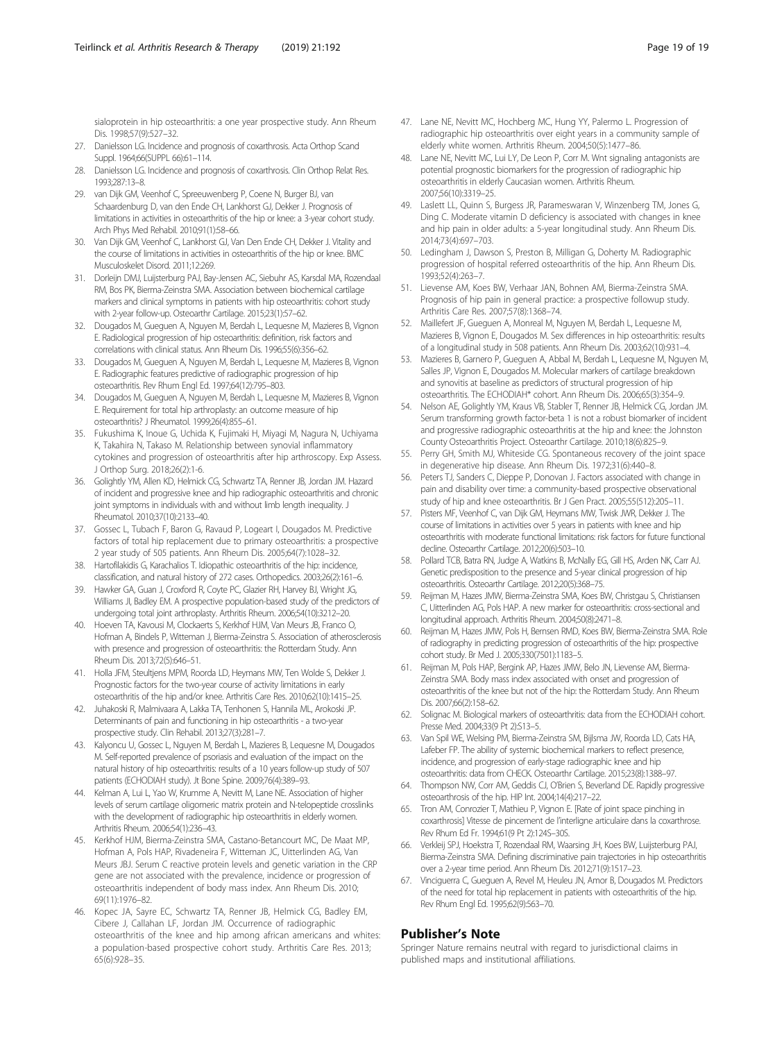sialoprotein in hip osteoarthritis: a one year prospective study. Ann Rheum Dis. 1998;57(9):527–32.

27. Danielsson LG. Incidence and prognosis of coxarthrosis. Acta Orthop Scand Suppl. 1964;66(SUPPL 66):61–114.
28. Danielsson LG. Incidence and prognosis of coxarthrosis. Clin Orthop Relat Res. 1993;287:13–8.
29. van Dijk GM, Veenhof C, Spreeuwenberg P, Coene N, Burger BJ, van Schaardenburg D, van den Ende CH, Lankhorst GJ, Dekker J. Prognosis of limitations in activities in osteoarthritis of the hip or knee: a 3-year cohort study. Arch Phys Med Rehabil. 2010;91(1):58–66.
30. Van Dijk GM, Veenhof C, Lankhorst GJ, Van Den Ende CH, Dekker J. Vitality and the course of limitations in activities in osteoarthritis of the hip or knee. BMC Musculoskelet Disord. 2011;12:269.
31. Dorleijn DMJ, Luijsterburg PAJ, Bay-Jensen AC, Siebuhr AS, Karsdal MA, Rozendaal RM, Bos PK, Bierma-Zeinstra SMA. Association between biochemical cartilage markers and clinical symptoms in patients with hip osteoarthritis: cohort study with 2-year follow-up. Osteoarthr Cartilage. 2015;23(1):57–62.
32. Dougados M, Gueguen A, Nguyen M, Berdah L, Lequesne M, Mazieres B, Vignon E. Radiological progression of hip osteoarthritis: definition, risk factors and correlations with clinical status. Ann Rheum Dis. 1996;55(6):356–62.
33. Dougados M, Gueguen A, Nguyen M, Berdah L, Lequesne M, Mazieres B, Vignon E. Radiographic features predictive of radiographic progression of hip osteoarthritis. Rev Rhum Engl Ed. 1997;64(12):795–803.
34. Dougados M, Gueguen A, Nguyen M, Berdah L, Lequesne M, Mazieres B, Vignon E. Requirement for total hip arthroplasty: an outcome measure of hip osteoarthritis? J Rheumatol. 1999;26(4):855–61.
35. Fukushima K, Inoue G, Uchida K, Fujimaki H, Miyagi M, Nagura N, Uchiyama K, Takahira N, Takaso M. Relationship between synovial inflammatory cytokines and progression of osteoarthritis after hip arthroscopy. Exp Assess. J Orthop Surg. 2018;26(2):1-6.
36. Golightly YM, Allen KD, Helmick CG, Schwartz TA, Renner JB, Jordan JM. Hazard of incident and progressive knee and hip radiographic osteoarthritis and chronic joint symptoms in individuals with and without limb length inequality. J Rheumatol. 2010;37(10):2133–40.
37. Gossec L, Tubach F, Baron G, Ravaud P, Logeart I, Dougados M. Predictive factors of total hip replacement due to primary osteoarthritis: a prospective 2 year study of 505 patients. Ann Rheum Dis. 2005;64(7):1028–32.
38. Hartofilakidis G, Karachalios T. Idiopathic osteoarthritis of the hip: incidence, classification, and natural history of 272 cases. Orthopedics. 2003;26(2):161–6.
39. Hawker GA, Guan J, Croxford R, Coyte PC, Glazier RH, Harvey BJ, Wright JG, Williams JI, Badley EM. A prospective population-based study of the predictors of undergoing total joint arthroplasty. Arthritis Rheum. 2006;54(10):3212–20.
40. Hoeven TA, Kavousi M, Clockaerts S, Kerkhof HJM, Van Meurs JB, Franco O, Hofman A, Bindels P, Witteman J, Bierma-Zeinstra S. Association of atherosclerosis with presence and progression of osteoarthritis: the Rotterdam Study. Ann Rheum Dis. 2013;72(5):646–51.
41. Holla JFM, Steultjens MPM, Roorda LD, Heymans MW, Ten Wolde S, Dekker J. Prognostic factors for the two-year course of activity limitations in early osteoarthritis of the hip and/or knee. Arthritis Care Res. 2010;62(10):1415–25.
42. Juhakoski R, Malmivaara A, Lakka TA, Tenhonen S, Hannila ML, Arokoski JP. Determinants of pain and functioning in hip osteoarthritis - a two-year prospective study. Clin Rehabil. 2013;27(3):281–7.
43. Kalyoncu U, Gossec L, Nguyen M, Berdah L, Mazieres B, Lequesne M, Dougados M. Self-reported prevalence of psoriasis and evaluation of the impact on the natural history of hip osteoarthritis: results of a 10 years follow-up study of 507 patients (ECHODIAH study). Jt Bone Spine. 2009;76(4):389–93.
44. Kelman A, Lui L, Yao W, Krumme A, Nevitt M, Lane NE. Association of higher levels of serum cartilage oligomeric matrix protein and N-telopeptide crosslinks with the development of radiographic hip osteoarthritis in elderly women. Arthritis Rheum. 2006;54(1):236–43.
45. Kerkhof HJM, Bierma-Zeinstra SMA, Castano-Betancourt MC, De Maat MP, Hofman A, Pols HAP, Rivadeneira F, Witteman JC, Uitterlinden AG, Van Meurs JBJ. Serum C reactive protein levels and genetic variation in the CRP gene are not associated with the prevalence, incidence or progression of osteoarthritis independent of body mass index. Ann Rheum Dis. 2010; 69(11):1976–82.
46. Kopec JA, Sayre EC, Schwartz TA, Renner JB, Helmick CG, Badley EM, Cibere J, Callahan LF, Jordan JM. Occurrence of radiographic osteoarthritis of the knee and hip among african americans and whites: a population-based prospective cohort study. Arthritis Care Res. 2013; 65(6):928–35.
47. Lane NE, Nevitt MC, Hochberg MC, Hung YY, Palermo L. Progression of radiographic hip osteoarthritis over eight years in a community sample of elderly white women. Arthritis Rheum. 2004;50(5):1477–86.
48. Lane NE, Nevitt MC, Lui LY, De Leon P, Corr M. Wnt signaling antagonists are potential prognostic biomarkers for the progression of radiographic hip osteoarthritis in elderly Caucasian women. Arthritis Rheum. 2007;56(10):3319–25.
49. Laslett LL, Quinn S, Burgess JR, Parameswaran V, Winzenberg TM, Jones G, Ding C. Moderate vitamin D deficiency is associated with changes in knee and hip pain in older adults: a 5-year longitudinal study. Ann Rheum Dis. 2014;73(4):697–703.
50. Ledingham J, Dawson S, Preston B, Milligan G, Doherty M. Radiographic progression of hospital referred osteoarthritis of the hip. Ann Rheum Dis. 1993;52(4):263–7.
51. Lievense AM, Koes BW, Verhaar JAN, Bohnen AM, Bierma-Zeinstra SMA. Prognosis of hip pain in general practice: a prospective followup study. Arthritis Care Res. 2007;57(8):1368–74.
52. Maillefert JF, Gueguen A, Monreal M, Nguyen M, Berdah L, Lequesne M, Mazieres B, Vignon E, Dougados M. Sex differences in hip osteoarthritis: results of a longitudinal study in 508 patients. Ann Rheum Dis. 2003;62(10):931–4.
53. Mazieres B, Garnero P, Gueguen A, Abbal M, Berdah L, Lequesne M, Nguyen M, Salles JP, Vignon E, Dougados M. Molecular markers of cartilage breakdown and synovitis at baseline as predictors of structural progression of hip osteoarthritis. The ECHODIAH* cohort. Ann Rheum Dis. 2006;65(3):354–9.
54. Nelson AE, Golightly YM, Kraus VB, Stabler T, Renner JB, Helmick CG, Jordan JM. Serum transforming growth factor-beta 1 is not a robust biomarker of incident and progressive radiographic osteoarthritis at the hip and knee: the Johnston County Osteoarthritis Project. Osteoarthr Cartilage. 2010;18(6):825–9.
55. Perry GH, Smith MJ, Whiteside CG. Spontaneous recovery of the joint space in degenerative hip disease. Ann Rheum Dis. 1972;31(6):440–8.
56. Peters TJ, Sanders C, Dieppe P, Donovan J. Factors associated with change in pain and disability over time: a community-based prospective observational study of hip and knee osteoarthritis. Br J Gen Pract. 2005;55(512):205–11.
57. Pisters MF, Veenhof C, van Dijk GM, Heymans MW, Twisk JWR, Dekker J. The course of limitations in activities over 5 years in patients with knee and hip osteoarthritis with moderate functional limitations: risk factors for future functional decline. Osteoarthr Cartilage. 2012;20(6):503–10.
58. Pollard TCB, Batra RN, Judge A, Watkins B, McNally EG, Gill HS, Arden NK, Carr AJ. Genetic predisposition to the presence and 5-year clinical progression of hip osteoarthritis. Osteoarthr Cartilage. 2012;20(5):368–75.
59. Reijman M, Hazes JMW, Bierma-Zeinstra SMA, Koes BW, Christgau S, Christiansen C, Uitterlinden AG, Pols HAP. A new marker for osteoarthritis: cross-sectional and longitudinal approach. Arthritis Rheum. 2004;50(8):2471–8.
60. Reijman M, Hazes JMW, Pols HAP, Bernsen RMD, Koes BW, Bierma-Zeinstra SMA. Role of radiography in predicting progression of osteoarthritis of the hip: prospective cohort study. Br Med J. 2005;330(7501):1183–5.
61. Reijman M, Pols HAP, Bergink AP, Hazes JMW, Belo JN, Lievense AM, Bierma-Zeinstra SMA. Body mass index associated with onset and progression of osteoarthritis of the knee but not of the hip: the Rotterdam Study. Ann Rheum Dis. 2007;66(2):158–62.
62. Solignac M. Biological markers of osteoarthritis: data from the ECHODIAH cohort. Presse Med. 2004;33(9 Pt 2):S13–5.
63. Van Spil WE, Welsing PM, Bierma-Zeinstra SM, Bijlsma JW, Roorda LD, Cats HA, Lafeber FP. The ability of systemic biochemical markers to reflect presence, incidence, and progression of early-stage radiographic knee and hip osteoarthritis: data from CHECK. Osteoarthr Cartilage. 2015;23(8):1388–97.
64. Thompson NW, Corr AM, Geddis CJ, O'Brien S, Beverland DE. Rapidly progressive osteoarthrosis of the hip. HIP Int. 2004;14(4):217–22.
65. Tron AM, Conrozier T, Mathieu P, Vignon E. [Rate of joint space pinching in coxarthrosis] Vitesse de pincement de l'interligne articulaire dans la coxarthrose. Rev Rhum Ed Fr. 1994;61(9 Pt 2):124S–30S.
66. Verkleij SPJ, Hoekstra T, Rozendaal RM, Waarsing JH, Koes BW, Luijsterburg PAJ, Bierma-Zeinstra SMA. Defining discriminative pain trajectories in hip osteoarthritis over a 2-year time period. Ann Rheum Dis. 2012;71(9):1517–23.
67. Vinciguerra C, Gueguen A, Revel M, Heuleu JN, Amor B, Dougados M. Predictors of the need for total hip replacement in patients with osteoarthritis of the hip. Rev Rhum Engl Ed. 1995;62(9):563–70.

## Publisher's Note

Springer Nature remains neutral with regard to jurisdictional claims in published maps and institutional affiliations.